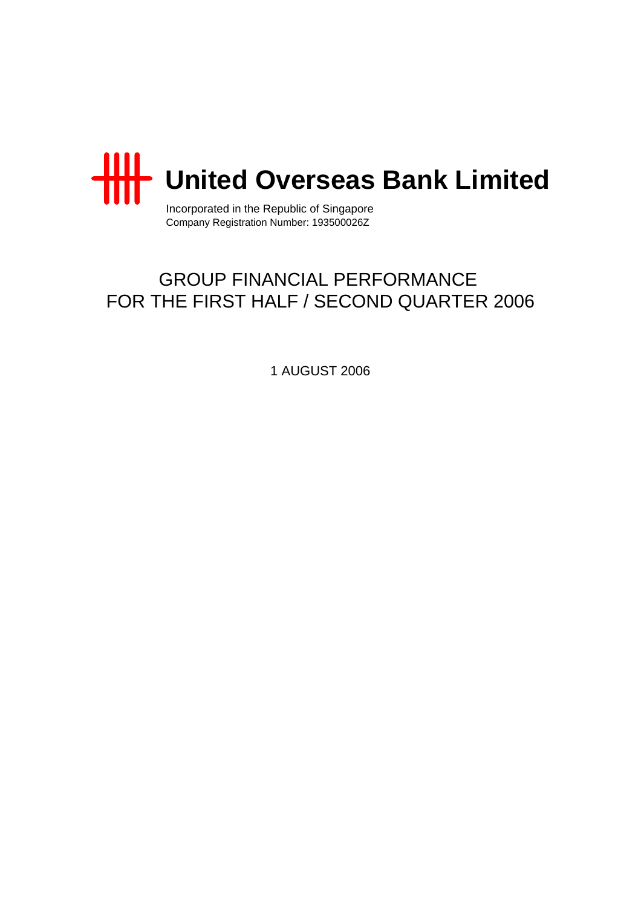# United Overseas Bank Limited

Incorporated in the Republic of Singapore
Company Registration Number: 193500026Z

## GROUP FINANCIAL PERFORMANCE
## FOR THE FIRST HALF / SECOND QUARTER 2006

1 AUGUST 2006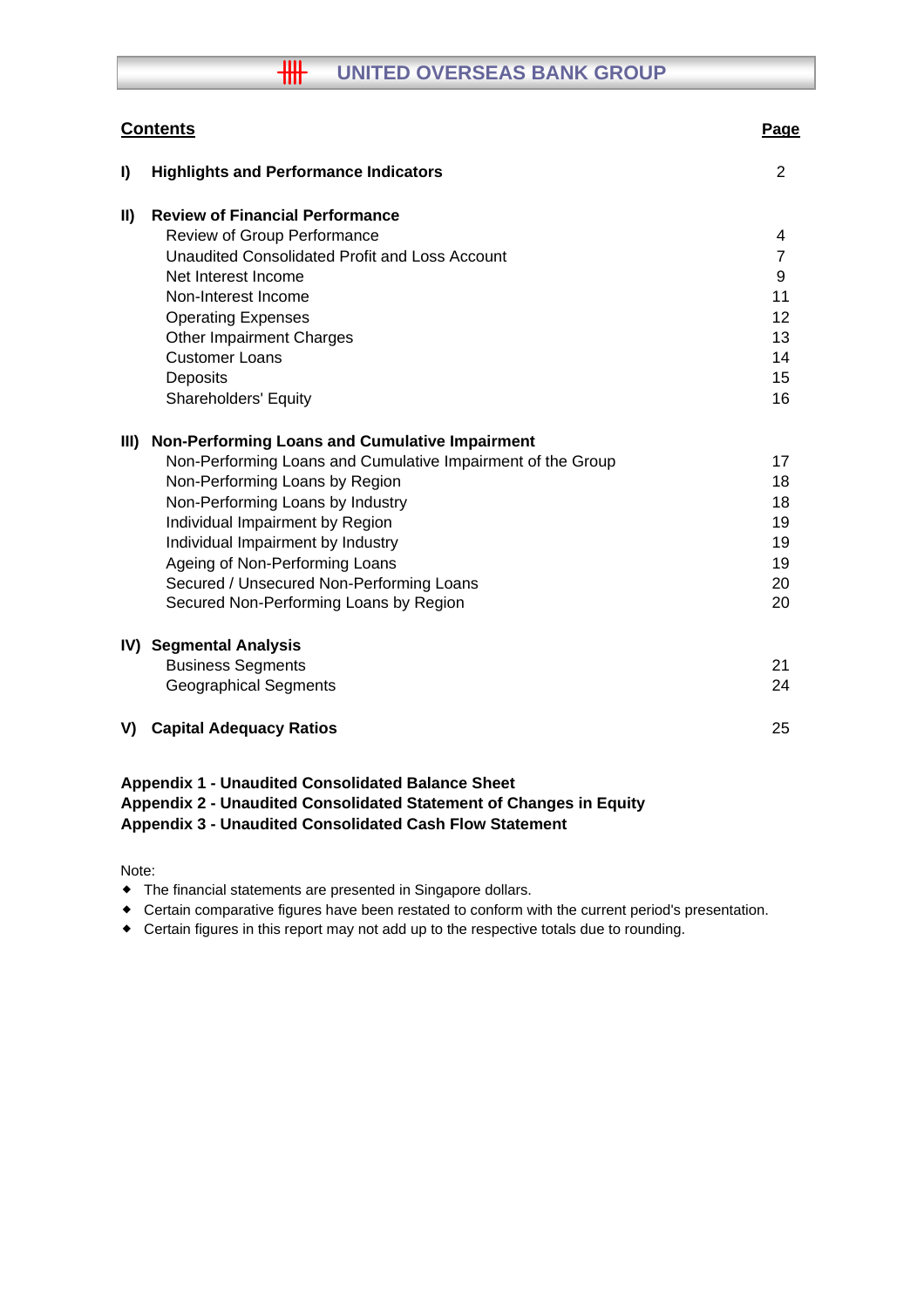# UNITED OVERSEAS BANK GROUP

| **Contents** | **Page** |
|---|---|
| **I) Highlights and Performance Indicators** | 2 |
| **II) Review of Financial Performance** | |
| Review of Group Performance | 4 |
| Unaudited Consolidated Profit and Loss Account | 7 |
| Net Interest Income | 9 |
| Non-Interest Income | 11 |
| Operating Expenses | 12 |
| Other Impairment Charges | 13 |
| Customer Loans | 14 |
| Deposits | 15 |
| Shareholders' Equity | 16 |
| **III) Non-Performing Loans and Cumulative Impairment** | |
| Non-Performing Loans and Cumulative Impairment of the Group | 17 |
| Non-Performing Loans by Region | 18 |
| Non-Performing Loans by Industry | 18 |
| Individual Impairment by Region | 19 |
| Individual Impairment by Industry | 19 |
| Ageing of Non-Performing Loans | 19 |
| Secured / Unsecured Non-Performing Loans | 20 |
| Secured Non-Performing Loans by Region | 20 |
| **IV) Segmental Analysis** | |
| Business Segments | 21 |
| Geographical Segments | 24 |
| **V) Capital Adequacy Ratios** | 25 |

**Appendix 1 - Unaudited Consolidated Balance Sheet**
**Appendix 2 - Unaudited Consolidated Statement of Changes in Equity**
**Appendix 3 - Unaudited Consolidated Cash Flow Statement**

Note:

- The financial statements are presented in Singapore dollars.
- Certain comparative figures have been restated to conform with the current period's presentation.
- Certain figures in this report may not add up to the respective totals due to rounding.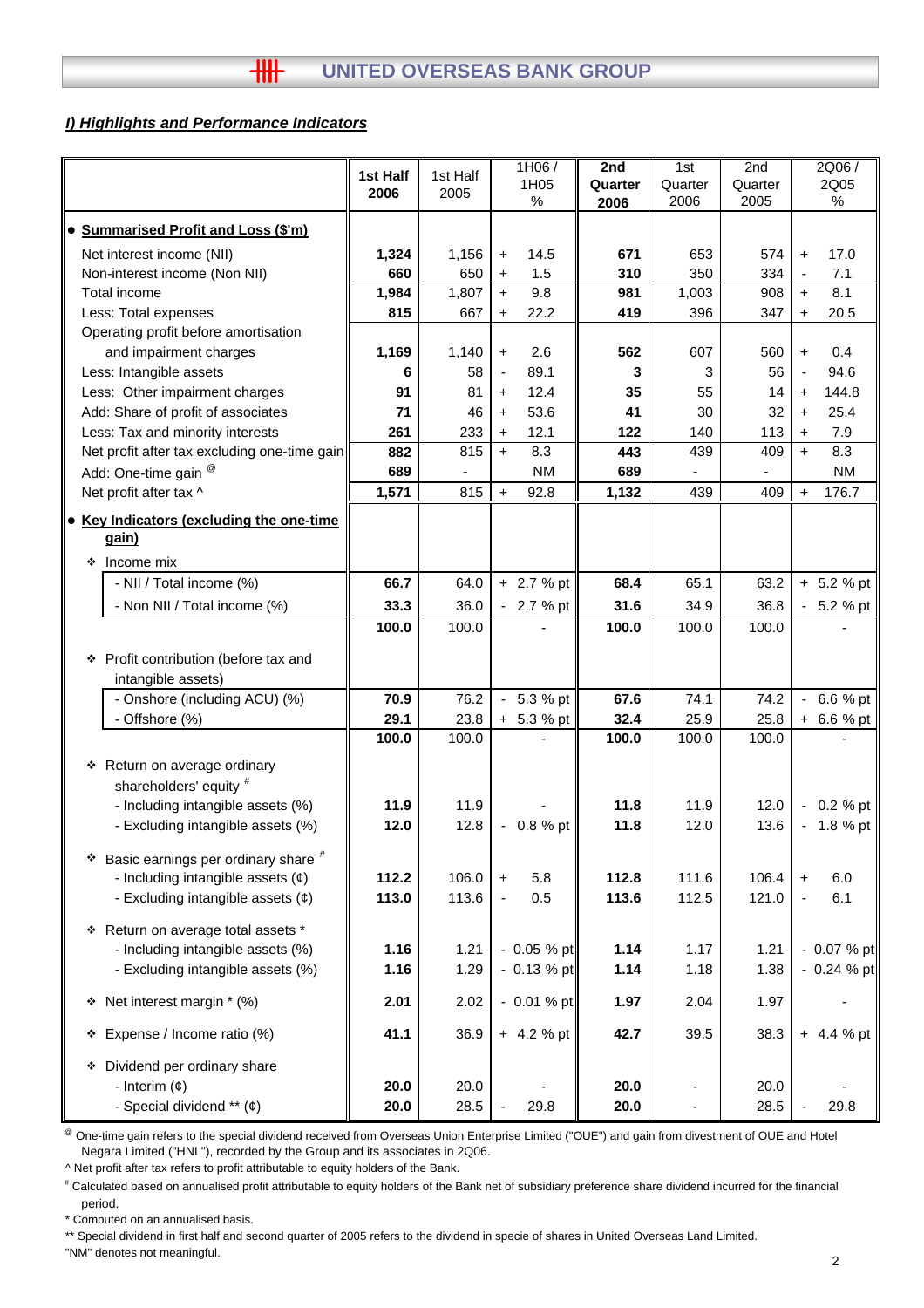## I) Highlights and Performance Indicators

| | 1st Half 2006 | 1st Half 2005 | 1H06 / 1H05 % | 2nd Quarter 2006 | 1st Quarter 2006 | 2nd Quarter 2005 | 2Q06 / 2Q05 % |
|---|---|---|---|---|---|---|---|
| • **Summarised Profit and Loss ($'m)** | | | | | | | |
| Net interest income (NII) | **1,324** | 1,156 | + 14.5 | **671** | 653 | 574 | + 17.0 |
| Non-interest income (Non NII) | **660** | 650 | + 1.5 | **310** | 350 | 334 | - 7.1 |
| Total income | **1,984** | 1,807 | + 9.8 | **981** | 1,003 | 908 | + 8.1 |
| Less: Total expenses | **815** | 667 | + 22.2 | **419** | 396 | 347 | + 20.5 |
| Operating profit before amortisation and impairment charges | **1,169** | 1,140 | + 2.6 | **562** | 607 | 560 | + 0.4 |
| Less: Intangible assets | **6** | 58 | - 89.1 | **3** | 3 | 56 | - 94.6 |
| Less: Other impairment charges | **91** | 81 | + 12.4 | **35** | 55 | 14 | + 144.8 |
| Add: Share of profit of associates | **71** | 46 | + 53.6 | **41** | 30 | 32 | + 25.4 |
| Less: Tax and minority interests | **261** | 233 | + 12.1 | **122** | 140 | 113 | + 7.9 |
| Net profit after tax excluding one-time gain | **882** | 815 | + 8.3 | **443** | 439 | 409 | + 8.3 |
| Add: One-time gain @ | **689** | - | NM | **689** | - | - | NM |
| Net profit after tax ^ | **1,571** | 815 | + 92.8 | **1,132** | 439 | 409 | + 176.7 |
| • **Key Indicators (excluding the one-time gain)** | | | | | | | |
| ❖ Income mix | | | | | | | |
| - NII / Total income (%) | **66.7** | 64.0 | + 2.7 % pt | **68.4** | 65.1 | 63.2 | + 5.2 % pt |
| - Non NII / Total income (%) | **33.3** | 36.0 | - 2.7 % pt | **31.6** | 34.9 | 36.8 | - 5.2 % pt |
| | **100.0** | 100.0 | - | **100.0** | 100.0 | 100.0 | - |
| ❖ Profit contribution (before tax and intangible assets) | | | | | | | |
| - Onshore (including ACU) (%) | **70.9** | 76.2 | - 5.3 % pt | **67.6** | 74.1 | 74.2 | - 6.6 % pt |
| - Offshore (%) | **29.1** | 23.8 | + 5.3 % pt | **32.4** | 25.9 | 25.8 | + 6.6 % pt |
| | **100.0** | 100.0 | - | **100.0** | 100.0 | 100.0 | - |
| ❖ Return on average ordinary shareholders' equity # | | | | | | | |
| - Including intangible assets (%) | **11.9** | 11.9 | - | **11.8** | 11.9 | 12.0 | - 0.2 % pt |
| - Excluding intangible assets (%) | **12.0** | 12.8 | - 0.8 % pt | **11.8** | 12.0 | 13.6 | - 1.8 % pt |
| ❖ Basic earnings per ordinary share # | | | | | | | |
| - Including intangible assets (¢) | **112.2** | 106.0 | + 5.8 | **112.8** | 111.6 | 106.4 | + 6.0 |
| - Excluding intangible assets (¢) | **113.0** | 113.6 | - 0.5 | **113.6** | 112.5 | 121.0 | - 6.1 |
| ❖ Return on average total assets * | | | | | | | |
| - Including intangible assets (%) | **1.16** | 1.21 | - 0.05 % pt | **1.14** | 1.17 | 1.21 | - 0.07 % pt |
| - Excluding intangible assets (%) | **1.16** | 1.29 | - 0.13 % pt | **1.14** | 1.18 | 1.38 | - 0.24 % pt |
| ❖ Net interest margin * (%) | **2.01** | 2.02 | - 0.01 % pt | **1.97** | 2.04 | 1.97 | - |
| ❖ Expense / Income ratio (%) | **41.1** | 36.9 | + 4.2 % pt | **42.7** | 39.5 | 38.3 | + 4.4 % pt |
| ❖ Dividend per ordinary share | | | | | | | |
| - Interim (¢) | **20.0** | 20.0 | - | **20.0** | - | 20.0 | - |
| - Special dividend ** (¢) | **20.0** | 28.5 | - 29.8 | **20.0** | - | 28.5 | - 29.8 |

@ One-time gain refers to the special dividend received from Overseas Union Enterprise Limited ("OUE") and gain from divestment of OUE and Hotel Negara Limited ("HNL"), recorded by the Group and its associates in 2Q06.

^ Net profit after tax refers to profit attributable to equity holders of the Bank.

# Calculated based on annualised profit attributable to equity holders of the Bank net of subsidiary preference share dividend incurred for the financial period.

* Computed on an annualised basis.

** Special dividend in first half and second quarter of 2005 refers to the dividend in specie of shares in United Overseas Land Limited.

"NM" denotes not meaningful.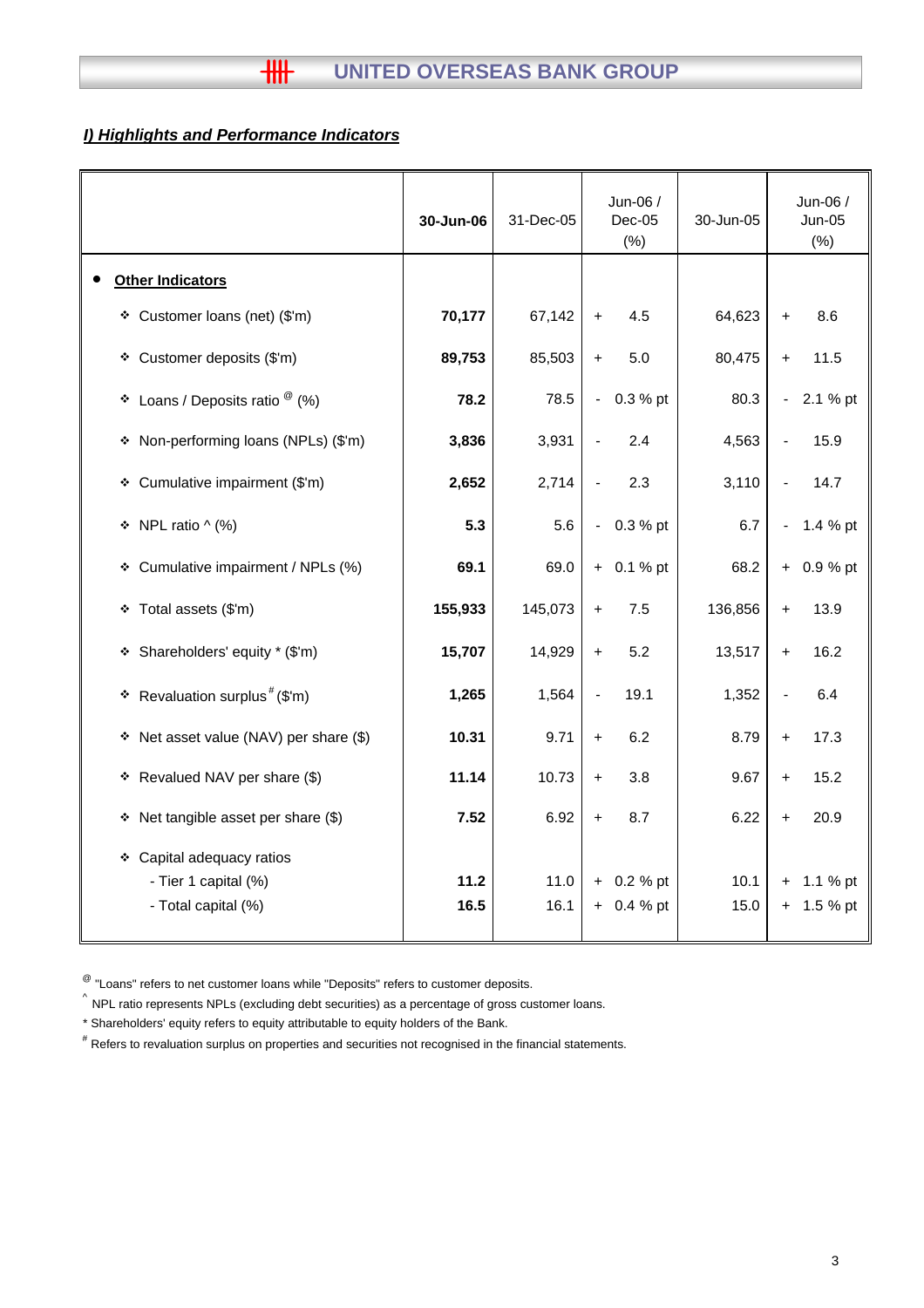## I) Highlights and Performance Indicators

| | 30-Jun-06 | 31-Dec-05 | Jun-06 / Dec-05 (%) | 30-Jun-05 | Jun-06 / Jun-05 (%) |
|---|---|---|---|---|---|
| • **Other Indicators** | | | | | |
| ❖ Customer loans (net) ($'m) | **70,177** | 67,142 | + 4.5 | 64,623 | + 8.6 |
| ❖ Customer deposits ($'m) | **89,753** | 85,503 | + 5.0 | 80,475 | + 11.5 |
| ❖ Loans / Deposits ratio @ (%) | **78.2** | 78.5 | - 0.3 % pt | 80.3 | - 2.1 % pt |
| ❖ Non-performing loans (NPLs) ($'m) | **3,836** | 3,931 | - 2.4 | 4,563 | - 15.9 |
| ❖ Cumulative impairment ($'m) | **2,652** | 2,714 | - 2.3 | 3,110 | - 14.7 |
| ❖ NPL ratio ^ (%) | **5.3** | 5.6 | - 0.3 % pt | 6.7 | - 1.4 % pt |
| ❖ Cumulative impairment / NPLs (%) | **69.1** | 69.0 | + 0.1 % pt | 68.2 | + 0.9 % pt |
| ❖ Total assets ($'m) | **155,933** | 145,073 | + 7.5 | 136,856 | + 13.9 |
| ❖ Shareholders' equity * ($'m) | **15,707** | 14,929 | + 5.2 | 13,517 | + 16.2 |
| ❖ Revaluation surplus # ($'m) | **1,265** | 1,564 | - 19.1 | 1,352 | - 6.4 |
| ❖ Net asset value (NAV) per share ($) | **10.31** | 9.71 | + 6.2 | 8.79 | + 17.3 |
| ❖ Revalued NAV per share ($) | **11.14** | 10.73 | + 3.8 | 9.67 | + 15.2 |
| ❖ Net tangible asset per share ($) | **7.52** | 6.92 | + 8.7 | 6.22 | + 20.9 |
| ❖ Capital adequacy ratios | | | | | |
| - Tier 1 capital (%) | **11.2** | 11.0 | + 0.2 % pt | 10.1 | + 1.1 % pt |
| - Total capital (%) | **16.5** | 16.1 | + 0.4 % pt | 15.0 | + 1.5 % pt |

@ "Loans" refers to net customer loans while "Deposits" refers to customer deposits.

^ NPL ratio represents NPLs (excluding debt securities) as a percentage of gross customer loans.

* Shareholders' equity refers to equity attributable to equity holders of the Bank.

# Refers to revaluation surplus on properties and securities not recognised in the financial statements.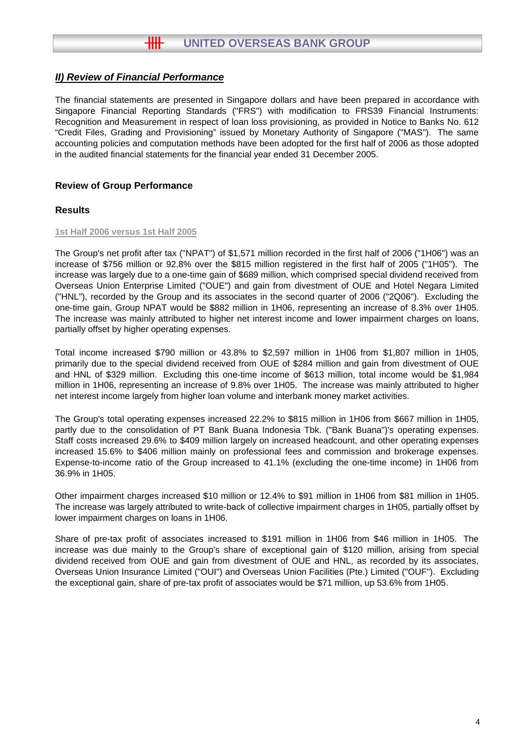## *II) Review of Financial Performance*

The financial statements are presented in Singapore dollars and have been prepared in accordance with Singapore Financial Reporting Standards ("FRS") with modification to FRS39 Financial Instruments: Recognition and Measurement in respect of loan loss provisioning, as provided in Notice to Banks No. 612 "Credit Files, Grading and Provisioning" issued by Monetary Authority of Singapore ("MAS"). The same accounting policies and computation methods have been adopted for the first half of 2006 as those adopted in the audited financial statements for the financial year ended 31 December 2005.

### Review of Group Performance

### Results

**1st Half 2006 versus 1st Half 2005**

The Group's net profit after tax ("NPAT") of $1,571 million recorded in the first half of 2006 ("1H06") was an increase of $756 million or 92.8% over the $815 million registered in the first half of 2005 ("1H05"). The increase was largely due to a one-time gain of $689 million, which comprised special dividend received from Overseas Union Enterprise Limited ("OUE") and gain from divestment of OUE and Hotel Negara Limited ("HNL"), recorded by the Group and its associates in the second quarter of 2006 ("2Q06"). Excluding the one-time gain, Group NPAT would be $882 million in 1H06, representing an increase of 8.3% over 1H05. The increase was mainly attributed to higher net interest income and lower impairment charges on loans, partially offset by higher operating expenses.

Total income increased $790 million or 43.8% to $2,597 million in 1H06 from $1,807 million in 1H05, primarily due to the special dividend received from OUE of $284 million and gain from divestment of OUE and HNL of $329 million. Excluding this one-time income of $613 million, total income would be $1,984 million in 1H06, representing an increase of 9.8% over 1H05. The increase was mainly attributed to higher net interest income largely from higher loan volume and interbank money market activities.

The Group's total operating expenses increased 22.2% to $815 million in 1H06 from $667 million in 1H05, partly due to the consolidation of PT Bank Buana Indonesia Tbk. ("Bank Buana")'s operating expenses. Staff costs increased 29.6% to $409 million largely on increased headcount, and other operating expenses increased 15.6% to $406 million mainly on professional fees and commission and brokerage expenses. Expense-to-income ratio of the Group increased to 41.1% (excluding the one-time income) in 1H06 from 36.9% in 1H05.

Other impairment charges increased $10 million or 12.4% to $91 million in 1H06 from $81 million in 1H05. The increase was largely attributed to write-back of collective impairment charges in 1H05, partially offset by lower impairment charges on loans in 1H06.

Share of pre-tax profit of associates increased to $191 million in 1H06 from $46 million in 1H05. The increase was due mainly to the Group's share of exceptional gain of $120 million, arising from special dividend received from OUE and gain from divestment of OUE and HNL, as recorded by its associates, Overseas Union Insurance Limited ("OUI") and Overseas Union Facilities (Pte.) Limited ("OUF"). Excluding the exceptional gain, share of pre-tax profit of associates would be $71 million, up 53.6% from 1H05.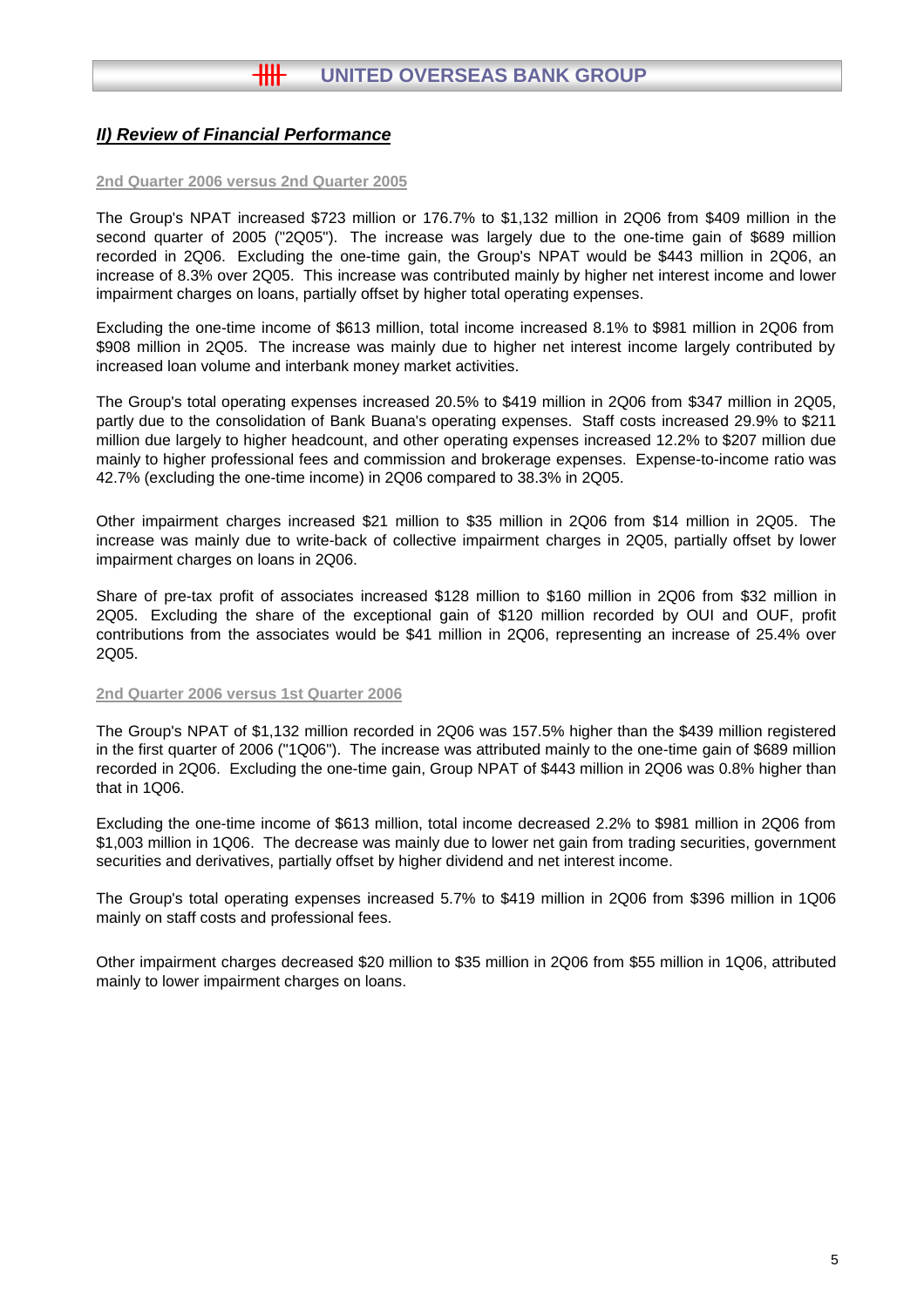## *II) Review of Financial Performance*

### 2nd Quarter 2006 versus 2nd Quarter 2005

The Group's NPAT increased $723 million or 176.7% to $1,132 million in 2Q06 from $409 million in the second quarter of 2005 ("2Q05"). The increase was largely due to the one-time gain of $689 million recorded in 2Q06. Excluding the one-time gain, the Group's NPAT would be $443 million in 2Q06, an increase of 8.3% over 2Q05. This increase was contributed mainly by higher net interest income and lower impairment charges on loans, partially offset by higher total operating expenses.

Excluding the one-time income of $613 million, total income increased 8.1% to $981 million in 2Q06 from $908 million in 2Q05. The increase was mainly due to higher net interest income largely contributed by increased loan volume and interbank money market activities.

The Group's total operating expenses increased 20.5% to $419 million in 2Q06 from $347 million in 2Q05, partly due to the consolidation of Bank Buana's operating expenses. Staff costs increased 29.9% to $211 million due largely to higher headcount, and other operating expenses increased 12.2% to $207 million due mainly to higher professional fees and commission and brokerage expenses. Expense-to-income ratio was 42.7% (excluding the one-time income) in 2Q06 compared to 38.3% in 2Q05.

Other impairment charges increased $21 million to $35 million in 2Q06 from $14 million in 2Q05. The increase was mainly due to write-back of collective impairment charges in 2Q05, partially offset by lower impairment charges on loans in 2Q06.

Share of pre-tax profit of associates increased $128 million to $160 million in 2Q06 from $32 million in 2Q05. Excluding the share of the exceptional gain of $120 million recorded by OUI and OUF, profit contributions from the associates would be $41 million in 2Q06, representing an increase of 25.4% over 2Q05.

### 2nd Quarter 2006 versus 1st Quarter 2006

The Group's NPAT of $1,132 million recorded in 2Q06 was 157.5% higher than the $439 million registered in the first quarter of 2006 ("1Q06"). The increase was attributed mainly to the one-time gain of $689 million recorded in 2Q06. Excluding the one-time gain, Group NPAT of $443 million in 2Q06 was 0.8% higher than that in 1Q06.

Excluding the one-time income of $613 million, total income decreased 2.2% to $981 million in 2Q06 from $1,003 million in 1Q06. The decrease was mainly due to lower net gain from trading securities, government securities and derivatives, partially offset by higher dividend and net interest income.

The Group's total operating expenses increased 5.7% to $419 million in 2Q06 from $396 million in 1Q06 mainly on staff costs and professional fees.

Other impairment charges decreased $20 million to $35 million in 2Q06 from $55 million in 1Q06, attributed mainly to lower impairment charges on loans.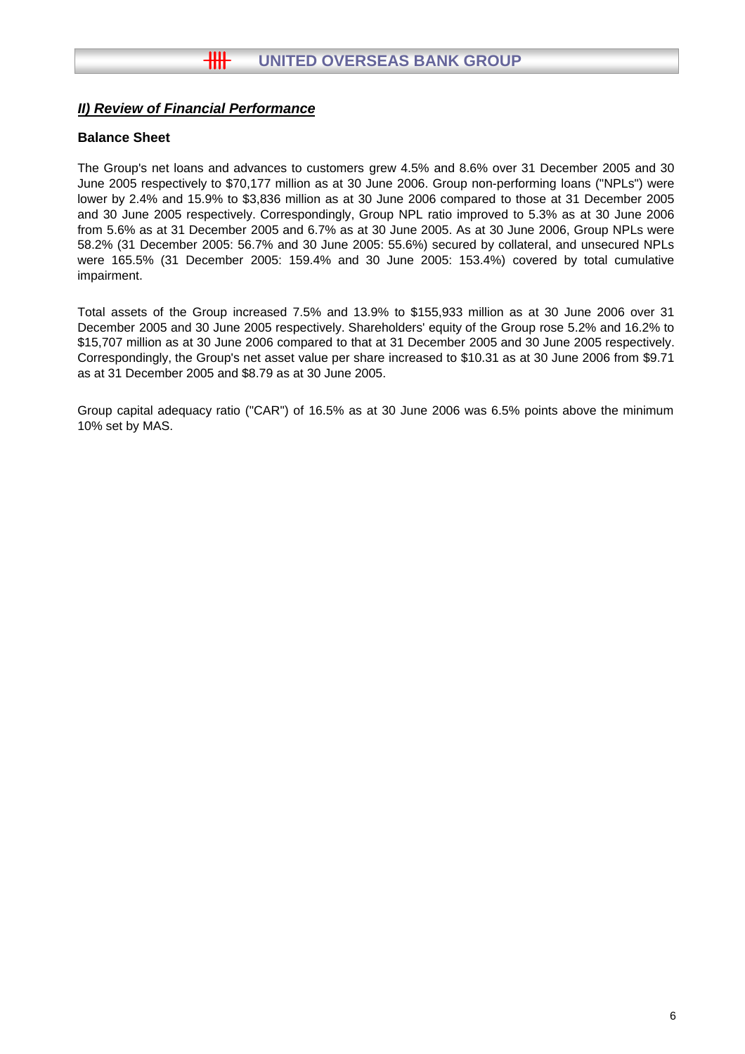## *II) Review of Financial Performance*

### Balance Sheet

The Group's net loans and advances to customers grew 4.5% and 8.6% over 31 December 2005 and 30 June 2005 respectively to $70,177 million as at 30 June 2006. Group non-performing loans ("NPLs") were lower by 2.4% and 15.9% to $3,836 million as at 30 June 2006 compared to those at 31 December 2005 and 30 June 2005 respectively. Correspondingly, Group NPL ratio improved to 5.3% as at 30 June 2006 from 5.6% as at 31 December 2005 and 6.7% as at 30 June 2005. As at 30 June 2006, Group NPLs were 58.2% (31 December 2005: 56.7% and 30 June 2005: 55.6%) secured by collateral, and unsecured NPLs were 165.5% (31 December 2005: 159.4% and 30 June 2005: 153.4%) covered by total cumulative impairment.

Total assets of the Group increased 7.5% and 13.9% to $155,933 million as at 30 June 2006 over 31 December 2005 and 30 June 2005 respectively. Shareholders' equity of the Group rose 5.2% and 16.2% to $15,707 million as at 30 June 2006 compared to that at 31 December 2005 and 30 June 2005 respectively. Correspondingly, the Group's net asset value per share increased to $10.31 as at 30 June 2006 from $9.71 as at 31 December 2005 and $8.79 as at 30 June 2005.

Group capital adequacy ratio ("CAR") of 16.5% as at 30 June 2006 was 6.5% points above the minimum 10% set by MAS.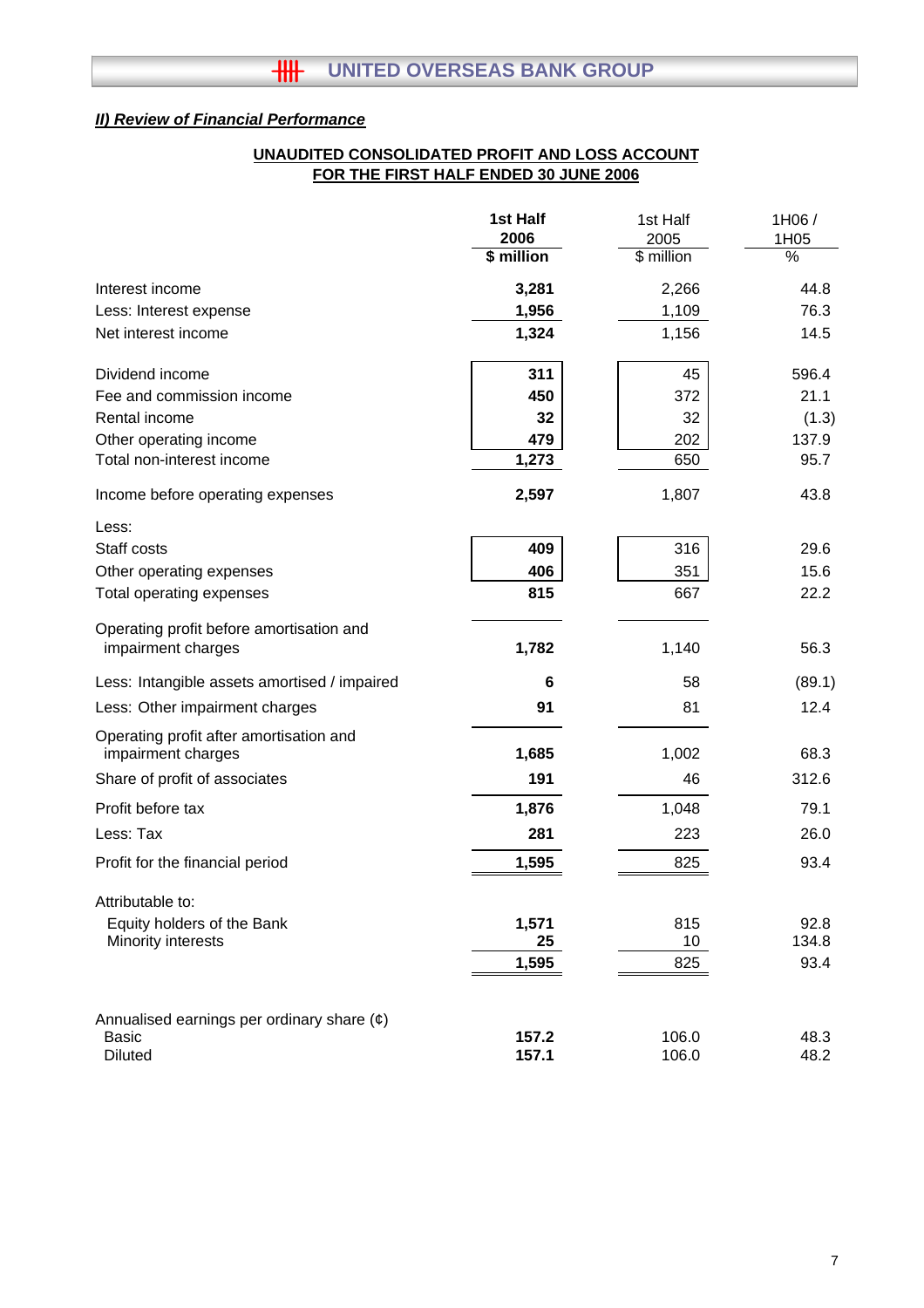## ***II) Review of Financial Performance***

**UNAUDITED CONSOLIDATED PROFIT AND LOSS ACCOUNT**
**FOR THE FIRST HALF ENDED 30 JUNE 2006**

| | **1st Half 2006 $ million** | 1st Half 2005 $ million | 1H06 / 1H05 % |
|---|---|---|---|
| Interest income | **3,281** | 2,266 | 44.8 |
| Less: Interest expense | **1,956** | 1,109 | 76.3 |
| Net interest income | **1,324** | 1,156 | 14.5 |
| | | | |
| Dividend income | **311** | 45 | 596.4 |
| Fee and commission income | **450** | 372 | 21.1 |
| Rental income | **32** | 32 | (1.3) |
| Other operating income | **479** | 202 | 137.9 |
| Total non-interest income | **1,273** | 650 | 95.7 |
| | | | |
| Income before operating expenses | **2,597** | 1,807 | 43.8 |
| | | | |
| Less: | | | |
| Staff costs | **409** | 316 | 29.6 |
| Other operating expenses | **406** | 351 | 15.6 |
| Total operating expenses | **815** | 667 | 22.2 |
| | | | |
| Operating profit before amortisation and impairment charges | **1,782** | 1,140 | 56.3 |
| | | | |
| Less: Intangible assets amortised / impaired | **6** | 58 | (89.1) |
| Less: Other impairment charges | **91** | 81 | 12.4 |
| | | | |
| Operating profit after amortisation and impairment charges | **1,685** | 1,002 | 68.3 |
| Share of profit of associates | **191** | 46 | 312.6 |
| Profit before tax | **1,876** | 1,048 | 79.1 |
| Less: Tax | **281** | 223 | 26.0 |
| Profit for the financial period | **1,595** | 825 | 93.4 |
| | | | |
| Attributable to: | | | |
| Equity holders of the Bank | **1,571** | 815 | 92.8 |
| Minority interests | **25** | 10 | 134.8 |
| | **1,595** | 825 | 93.4 |
| | | | |
| Annualised earnings per ordinary share (¢) | | | |
| Basic | **157.2** | 106.0 | 48.3 |
| Diluted | **157.1** | 106.0 | 48.2 |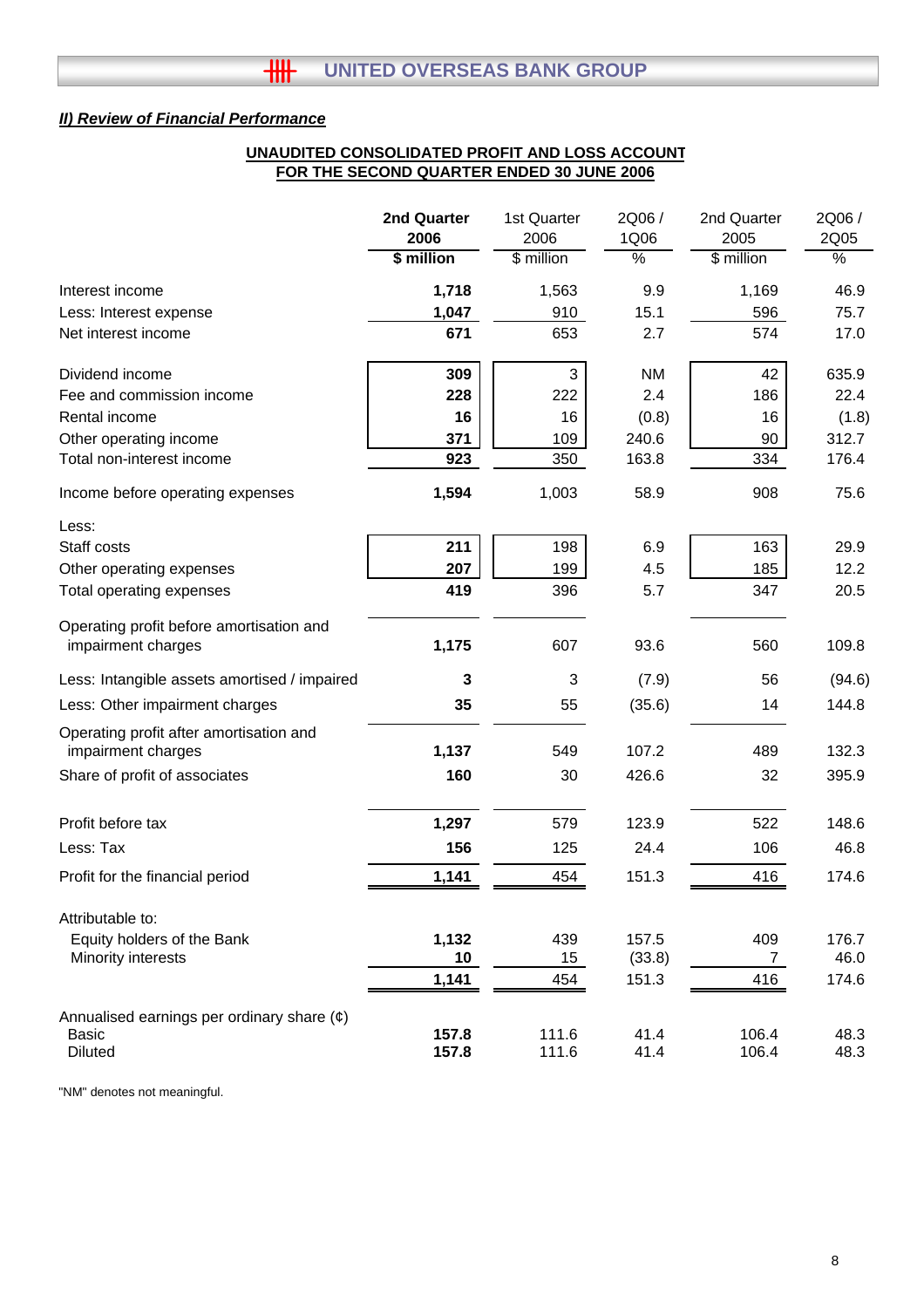***II) Review of Financial Performance***

**UNAUDITED CONSOLIDATED PROFIT AND LOSS ACCOUNT**
**FOR THE SECOND QUARTER ENDED 30 JUNE 2006**

| | **2nd Quarter 2006** | 1st Quarter 2006 | 2Q06 / 1Q06 | 2nd Quarter 2005 | 2Q06 / 2Q05 |
|---|---|---|---|---|---|
| | **$ million** | $ million | % | $ million | % |
| Interest income | **1,718** | 1,563 | 9.9 | 1,169 | 46.9 |
| Less: Interest expense | **1,047** | 910 | 15.1 | 596 | 75.7 |
| Net interest income | **671** | 653 | 2.7 | 574 | 17.0 |
| Dividend income | **309** | 3 | NM | 42 | 635.9 |
| Fee and commission income | **228** | 222 | 2.4 | 186 | 22.4 |
| Rental income | **16** | 16 | (0.8) | 16 | (1.8) |
| Other operating income | **371** | 109 | 240.6 | 90 | 312.7 |
| Total non-interest income | **923** | 350 | 163.8 | 334 | 176.4 |
| Income before operating expenses | **1,594** | 1,003 | 58.9 | 908 | 75.6 |
| Less: | | | | | |
| Staff costs | **211** | 198 | 6.9 | 163 | 29.9 |
| Other operating expenses | **207** | 199 | 4.5 | 185 | 12.2 |
| Total operating expenses | **419** | 396 | 5.7 | 347 | 20.5 |
| Operating profit before amortisation and impairment charges | **1,175** | 607 | 93.6 | 560 | 109.8 |
| Less: Intangible assets amortised / impaired | **3** | 3 | (7.9) | 56 | (94.6) |
| Less: Other impairment charges | **35** | 55 | (35.6) | 14 | 144.8 |
| Operating profit after amortisation and impairment charges | **1,137** | 549 | 107.2 | 489 | 132.3 |
| Share of profit of associates | **160** | 30 | 426.6 | 32 | 395.9 |
| Profit before tax | **1,297** | 579 | 123.9 | 522 | 148.6 |
| Less: Tax | **156** | 125 | 24.4 | 106 | 46.8 |
| Profit for the financial period | **1,141** | 454 | 151.3 | 416 | 174.6 |
| Attributable to: | | | | | |
| Equity holders of the Bank | **1,132** | 439 | 157.5 | 409 | 176.7 |
| Minority interests | **10** | 15 | (33.8) | 7 | 46.0 |
| | **1,141** | 454 | 151.3 | 416 | 174.6 |
| Annualised earnings per ordinary share (¢) | | | | | |
| Basic | **157.8** | 111.6 | 41.4 | 106.4 | 48.3 |
| Diluted | **157.8** | 111.6 | 41.4 | 106.4 | 48.3 |

"NM" denotes not meaningful.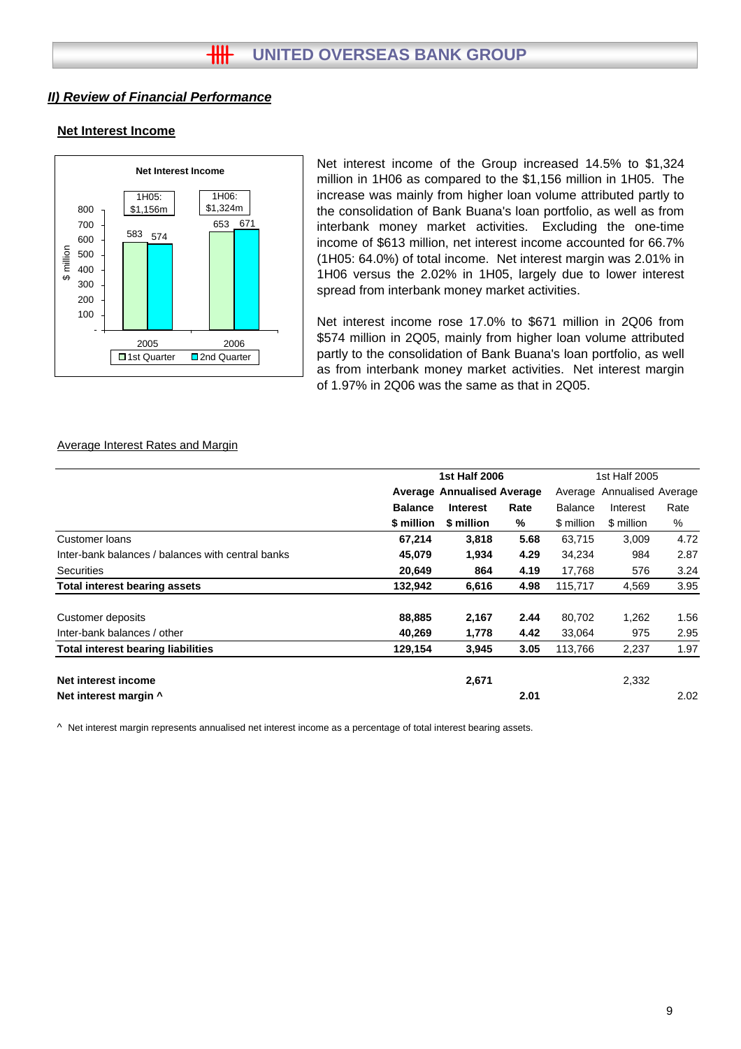## II) Review of Financial Performance

### Net Interest Income

Net Interest Income

| | 1st Quarter | 2nd Quarter |
|---|---|---|
| 2005 (1H05: $1,156m) | 583 | 574 |
| 2006 (1H06: $1,324m) | 653 | 671 |

Net interest income of the Group increased 14.5% to $1,324 million in 1H06 as compared to the $1,156 million in 1H05. The increase was mainly from higher loan volume attributed partly to the consolidation of Bank Buana's loan portfolio, as well as from interbank money market activities. Excluding the one-time income of $613 million, net interest income accounted for 66.7% (1H05: 64.0%) of total income. Net interest margin was 2.01% in 1H06 versus the 2.02% in 1H05, largely due to lower interest spread from interbank money market activities.

Net interest income rose 17.0% to $671 million in 2Q06 from $574 million in 2Q05, mainly from higher loan volume attributed partly to the consolidation of Bank Buana's loan portfolio, as well as from interbank money market activities. Net interest margin of 1.97% in 2Q06 was the same as that in 2Q05.

Average Interest Rates and Margin

| | 1st Half 2006 | | | 1st Half 2005 | | |
|---|---|---|---|---|---|---|
| | **Average Balance** | **Annualised Interest** | **Average Rate** | Average Balance | Annualised Interest | Average Rate |
| | **$ million** | **$ million** | **%** | $ million | $ million | % |
| Customer loans | **67,214** | **3,818** | **5.68** | 63,715 | 3,009 | 4.72 |
| Inter-bank balances / balances with central banks | **45,079** | **1,934** | **4.29** | 34,234 | 984 | 2.87 |
| Securities | **20,649** | **864** | **4.19** | 17,768 | 576 | 3.24 |
| **Total interest bearing assets** | **132,942** | **6,616** | **4.98** | 115,717 | 4,569 | 3.95 |
| | | | | | | |
| Customer deposits | **88,885** | **2,167** | **2.44** | 80,702 | 1,262 | 1.56 |
| Inter-bank balances / other | **40,269** | **1,778** | **4.42** | 33,064 | 975 | 2.95 |
| **Total interest bearing liabilities** | **129,154** | **3,945** | **3.05** | 113,766 | 2,237 | 1.97 |
| | | | | | | |
| **Net interest income** | | **2,671** | | | 2,332 | |
| **Net interest margin ^** | | | **2.01** | | | 2.02 |

^ Net interest margin represents annualised net interest income as a percentage of total interest bearing assets.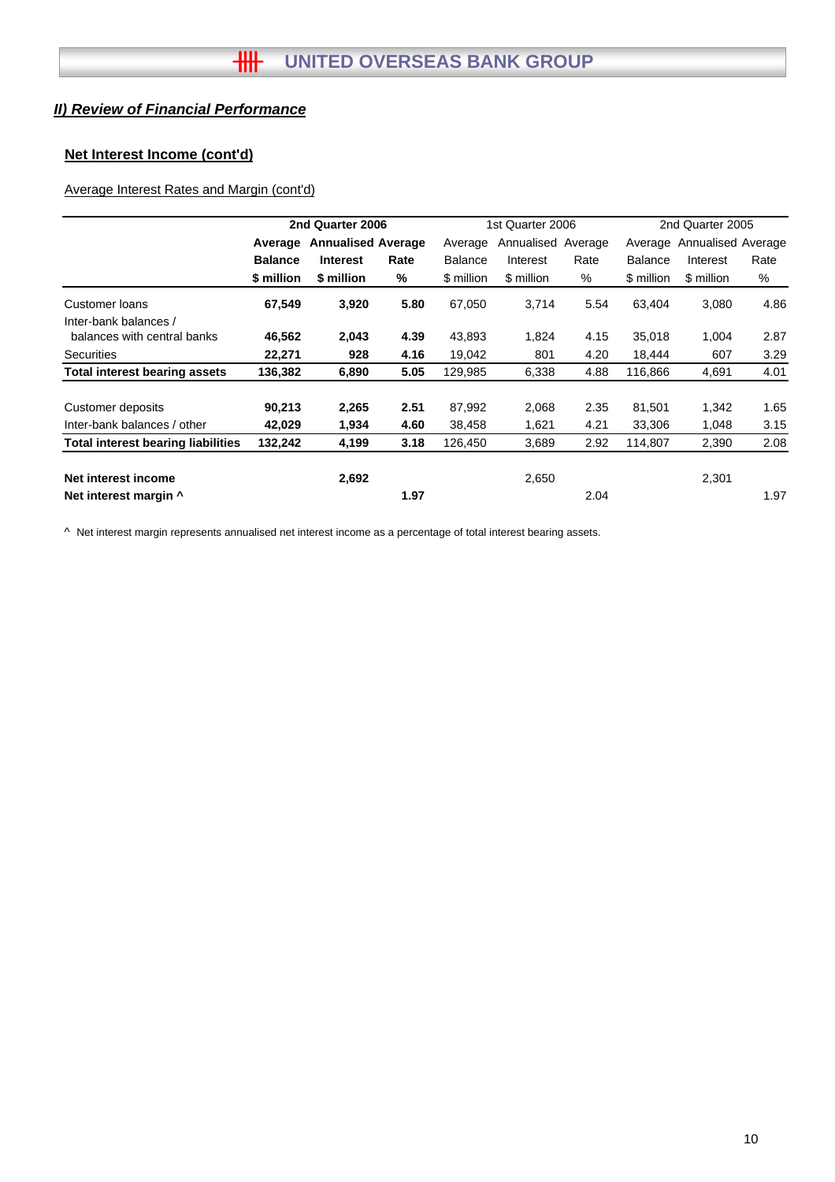## II) Review of Financial Performance

### Net Interest Income (cont'd)

Average Interest Rates and Margin (cont'd)

| | 2nd Quarter 2006 | | | 1st Quarter 2006 | | | 2nd Quarter 2005 | | |
|---|---|---|---|---|---|---|---|---|---|
| | **Average Balance** | **Annualised Interest** | **Average Rate** | Average Balance | Annualised Interest | Average Rate | Average Balance | Annualised Interest | Average Rate |
| | **$ million** | **$ million** | **%** | $ million | $ million | % | $ million | $ million | % |
| Customer loans | **67,549** | **3,920** | **5.80** | 67,050 | 3,714 | 5.54 | 63,404 | 3,080 | 4.86 |
| Inter-bank balances / balances with central banks | **46,562** | **2,043** | **4.39** | 43,893 | 1,824 | 4.15 | 35,018 | 1,004 | 2.87 |
| Securities | **22,271** | **928** | **4.16** | 19,042 | 801 | 4.20 | 18,444 | 607 | 3.29 |
| **Total interest bearing assets** | **136,382** | **6,890** | **5.05** | 129,985 | 6,338 | 4.88 | 116,866 | 4,691 | 4.01 |
| | | | | | | | | | |
| Customer deposits | **90,213** | **2,265** | **2.51** | 87,992 | 2,068 | 2.35 | 81,501 | 1,342 | 1.65 |
| Inter-bank balances / other | **42,029** | **1,934** | **4.60** | 38,458 | 1,621 | 4.21 | 33,306 | 1,048 | 3.15 |
| **Total interest bearing liabilities** | **132,242** | **4,199** | **3.18** | 126,450 | 3,689 | 2.92 | 114,807 | 2,390 | 2.08 |
| | | | | | | | | | |
| **Net interest income** | | **2,692** | | | 2,650 | | | 2,301 | |
| **Net interest margin ^** | | | **1.97** | | | 2.04 | | | 1.97 |

^ Net interest margin represents annualised net interest income as a percentage of total interest bearing assets.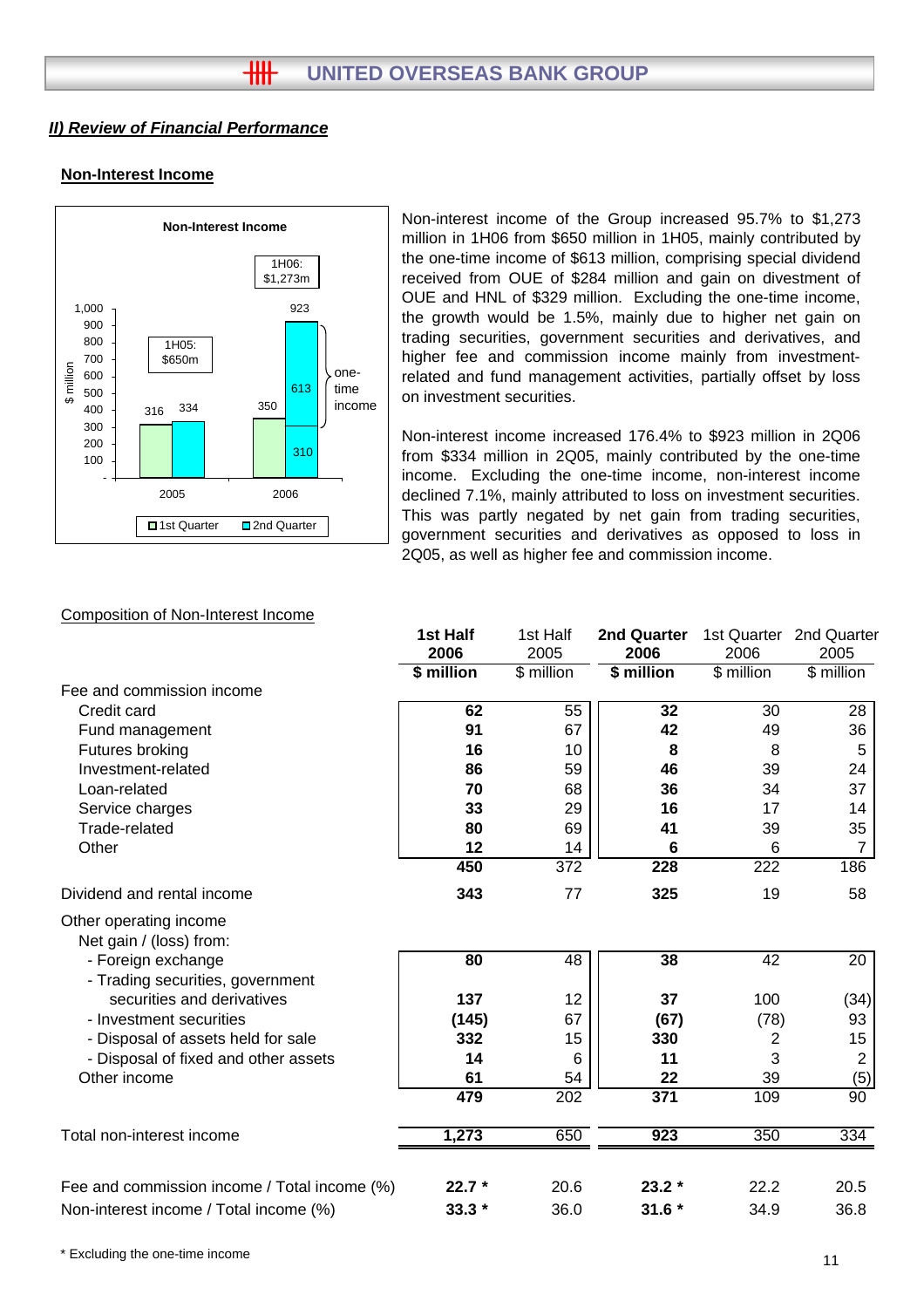## II) Review of Financial Performance

### Non-Interest Income

Non-Interest Income

| $ million | 1st Quarter | 2nd Quarter | Total |
|---|---|---|---|
| 2005 | 316 | 334 | 1H05: $650m |
| 2006 | 350 | 923 (613 one-time income; 310) | 1H06: $1,273m |

Non-interest income of the Group increased 95.7% to $1,273 million in 1H06 from $650 million in 1H05, mainly contributed by the one-time income of $613 million, comprising special dividend received from OUE of $284 million and gain on divestment of OUE and HNL of $329 million. Excluding the one-time income, the growth would be 1.5%, mainly due to higher net gain on trading securities, government securities and derivatives, and higher fee and commission income mainly from investment-related and fund management activities, partially offset by loss on investment securities.

Non-interest income increased 176.4% to $923 million in 2Q06 from $334 million in 2Q05, mainly contributed by the one-time income. Excluding the one-time income, non-interest income declined 7.1%, mainly attributed to loss on investment securities. This was partly negated by net gain from trading securities, government securities and derivatives as opposed to loss in 2Q05, as well as higher fee and commission income.

Composition of Non-Interest Income

| | **1st Half 2006** | 1st Half 2005 | **2nd Quarter 2006** | 1st Quarter 2006 | 2nd Quarter 2005 |
|---|---|---|---|---|---|
| | **$ million** | $ million | **$ million** | $ million | $ million |
| Fee and commission income | | | | | |
| Credit card | **62** | 55 | **32** | 30 | 28 |
| Fund management | **91** | 67 | **42** | 49 | 36 |
| Futures broking | **16** | 10 | **8** | 8 | 5 |
| Investment-related | **86** | 59 | **46** | 39 | 24 |
| Loan-related | **70** | 68 | **36** | 34 | 37 |
| Service charges | **33** | 29 | **16** | 17 | 14 |
| Trade-related | **80** | 69 | **41** | 39 | 35 |
| Other | **12** | 14 | **6** | 6 | 7 |
| | **450** | 372 | **228** | 222 | 186 |
| Dividend and rental income | **343** | 77 | **325** | 19 | 58 |
| Other operating income | | | | | |
| Net gain / (loss) from: | | | | | |
| - Foreign exchange | **80** | 48 | **38** | 42 | 20 |
| - Trading securities, government securities and derivatives | **137** | 12 | **37** | 100 | (34) |
| - Investment securities | **(145)** | 67 | **(67)** | (78) | 93 |
| - Disposal of assets held for sale | **332** | 15 | **330** | 2 | 15 |
| - Disposal of fixed and other assets | **14** | 6 | **11** | 3 | 2 |
| Other income | **61** | 54 | **22** | 39 | (5) |
| | **479** | 202 | **371** | 109 | 90 |
| Total non-interest income | **1,273** | 650 | **923** | 350 | 334 |
| Fee and commission income / Total income (%) | **22.7 *** | 20.6 | **23.2 *** | 22.2 | 20.5 |
| Non-interest income / Total income (%) | **33.3 *** | 36.0 | **31.6 *** | 34.9 | 36.8 |

* Excluding the one-time income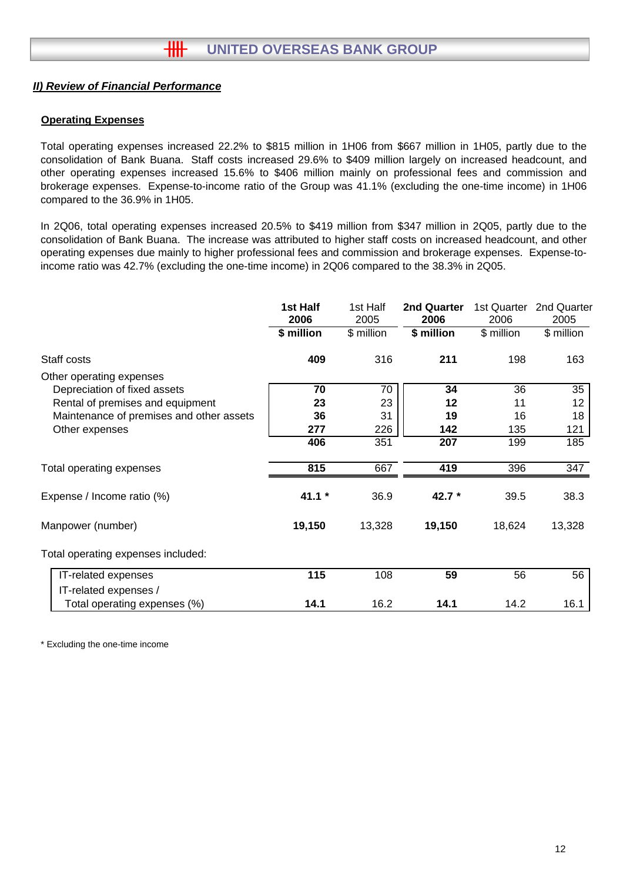## *II) Review of Financial Performance*

### Operating Expenses

Total operating expenses increased 22.2% to $815 million in 1H06 from $667 million in 1H05, partly due to the consolidation of Bank Buana. Staff costs increased 29.6% to $409 million largely on increased headcount, and other operating expenses increased 15.6% to $406 million mainly on professional fees and commission and brokerage expenses. Expense-to-income ratio of the Group was 41.1% (excluding the one-time income) in 1H06 compared to the 36.9% in 1H05.

In 2Q06, total operating expenses increased 20.5% to $419 million from $347 million in 2Q05, partly due to the consolidation of Bank Buana. The increase was attributed to higher staff costs on increased headcount, and other operating expenses due mainly to higher professional fees and commission and brokerage expenses. Expense-to-income ratio was 42.7% (excluding the one-time income) in 2Q06 compared to the 38.3% in 2Q05.

| | **1st Half 2006** | 1st Half 2005 | **2nd Quarter 2006** | 1st Quarter 2006 | 2nd Quarter 2005 |
|---|---|---|---|---|---|
| | **$ million** | $ million | **$ million** | $ million | $ million |
| Staff costs | **409** | 316 | **211** | 198 | 163 |
| Other operating expenses | | | | | |
| Depreciation of fixed assets | **70** | 70 | **34** | 36 | 35 |
| Rental of premises and equipment | **23** | 23 | **12** | 11 | 12 |
| Maintenance of premises and other assets | **36** | 31 | **19** | 16 | 18 |
| Other expenses | **277** | 226 | **142** | 135 | 121 |
| | **406** | 351 | **207** | 199 | 185 |
| Total operating expenses | **815** | 667 | **419** | 396 | 347 |
| Expense / Income ratio (%) | **41.1 *** | 36.9 | **42.7 *** | 39.5 | 38.3 |
| Manpower (number) | **19,150** | 13,328 | **19,150** | 18,624 | 13,328 |
| Total operating expenses included: | | | | | |
| IT-related expenses | **115** | 108 | **59** | 56 | 56 |
| IT-related expenses / Total operating expenses (%) | **14.1** | 16.2 | **14.1** | 14.2 | 16.1 |

\* Excluding the one-time income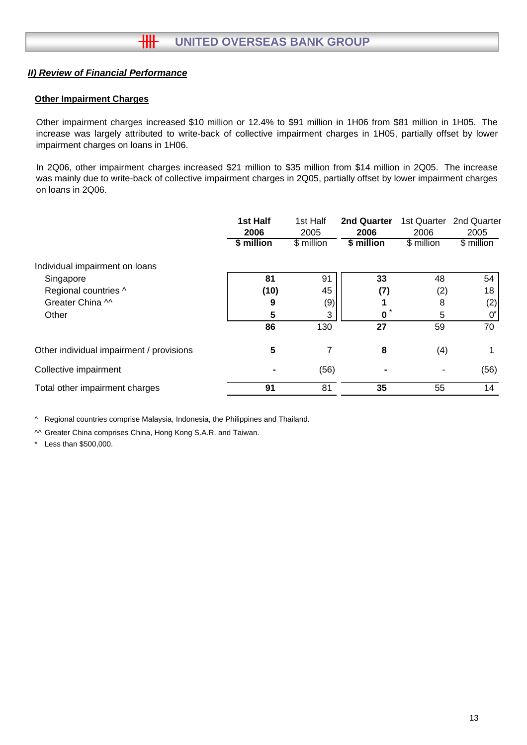## II) Review of Financial Performance

### Other Impairment Charges

Other impairment charges increased $10 million or 12.4% to $91 million in 1H06 from $81 million in 1H05. The increase was largely attributed to write-back of collective impairment charges in 1H05, partially offset by lower impairment charges on loans in 1H06.

In 2Q06, other impairment charges increased $21 million to $35 million from $14 million in 2Q05. The increase was mainly due to write-back of collective impairment charges in 2Q05, partially offset by lower impairment charges on loans in 2Q06.

| | **1st Half 2006** | 1st Half 2005 | **2nd Quarter 2006** | 1st Quarter 2006 | 2nd Quarter 2005 |
|---|---|---|---|---|---|
| | **$ million** | $ million | **$ million** | $ million | $ million |
| Individual impairment on loans | | | | | |
| Singapore | **81** | 91 | **33** | 48 | 54 |
| Regional countries ^ | **(10)** | 45 | **(7)** | (2) | 18 |
| Greater China ^^ | **9** | (9) | **1** | 8 | (2) |
| Other | **5** | 3 | **0*** | 5 | 0* |
| | **86** | 130 | **27** | 59 | 70 |
| Other individual impairment / provisions | **5** | 7 | **8** | (4) | 1 |
| Collective impairment | **-** | (56) | **-** | - | (56) |
| Total other impairment charges | **91** | 81 | **35** | 55 | 14 |

^ Regional countries comprise Malaysia, Indonesia, the Philippines and Thailand.

^^ Greater China comprises China, Hong Kong S.A.R. and Taiwan.

\* Less than $500,000.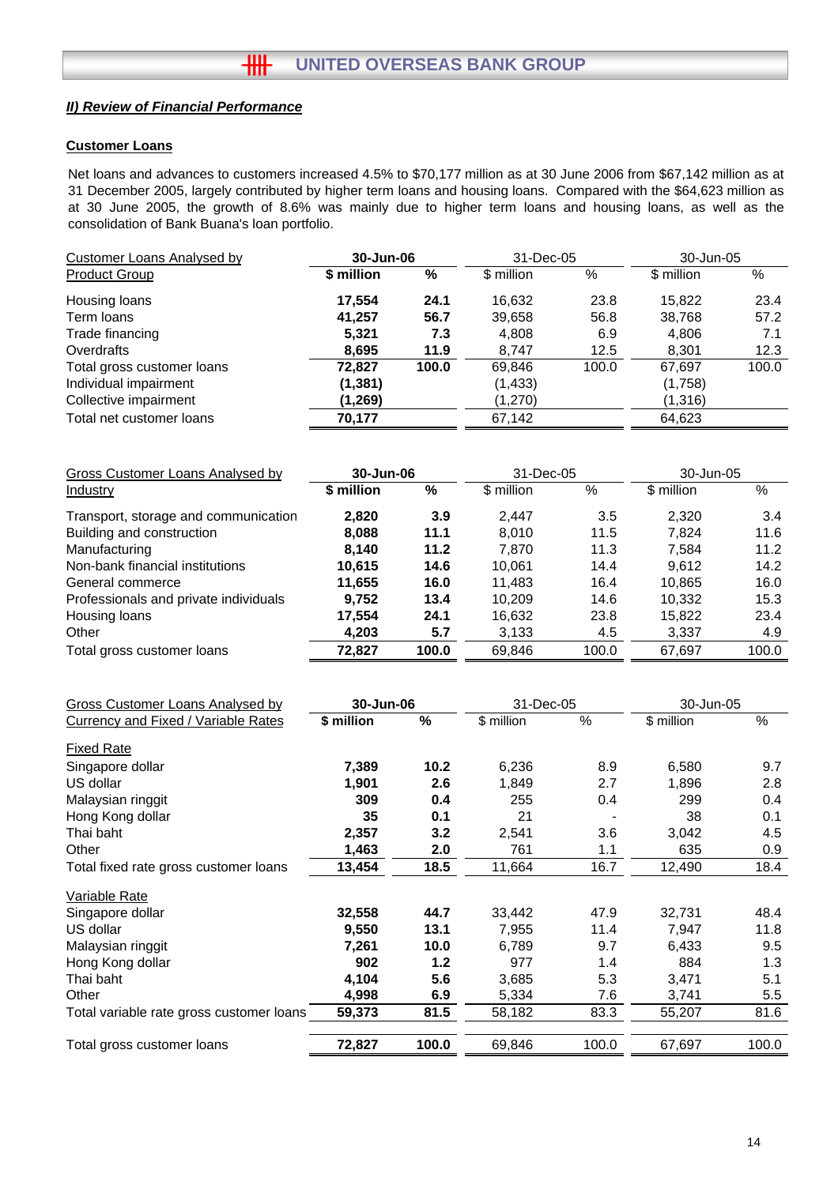## *II) Review of Financial Performance*

### Customer Loans

Net loans and advances to customers increased 4.5% to $70,177 million as at 30 June 2006 from $67,142 million as at 31 December 2005, largely contributed by higher term loans and housing loans. Compared with the $64,623 million as at 30 June 2005, the growth of 8.6% was mainly due to higher term loans and housing loans, as well as the consolidation of Bank Buana's loan portfolio.

| Customer Loans Analysed by Product Group | 30-Jun-06 | | 31-Dec-05 | | 30-Jun-05 | |
|---|---|---|---|---|---|---|
| | **$ million** | **%** | $ million | % | $ million | % |
| Housing loans | **17,554** | **24.1** | 16,632 | 23.8 | 15,822 | 23.4 |
| Term loans | **41,257** | **56.7** | 39,658 | 56.8 | 38,768 | 57.2 |
| Trade financing | **5,321** | **7.3** | 4,808 | 6.9 | 4,806 | 7.1 |
| Overdrafts | **8,695** | **11.9** | 8,747 | 12.5 | 8,301 | 12.3 |
| Total gross customer loans | **72,827** | **100.0** | 69,846 | 100.0 | 67,697 | 100.0 |
| Individual impairment | **(1,381)** | | (1,433) | | (1,758) | |
| Collective impairment | **(1,269)** | | (1,270) | | (1,316) | |
| Total net customer loans | **70,177** | | 67,142 | | 64,623 | |

| Gross Customer Loans Analysed by Industry | 30-Jun-06 | | 31-Dec-05 | | 30-Jun-05 | |
|---|---|---|---|---|---|---|
| | **$ million** | **%** | $ million | % | $ million | % |
| Transport, storage and communication | **2,820** | **3.9** | 2,447 | 3.5 | 2,320 | 3.4 |
| Building and construction | **8,088** | **11.1** | 8,010 | 11.5 | 7,824 | 11.6 |
| Manufacturing | **8,140** | **11.2** | 7,870 | 11.3 | 7,584 | 11.2 |
| Non-bank financial institutions | **10,615** | **14.6** | 10,061 | 14.4 | 9,612 | 14.2 |
| General commerce | **11,655** | **16.0** | 11,483 | 16.4 | 10,865 | 16.0 |
| Professionals and private individuals | **9,752** | **13.4** | 10,209 | 14.6 | 10,332 | 15.3 |
| Housing loans | **17,554** | **24.1** | 16,632 | 23.8 | 15,822 | 23.4 |
| Other | **4,203** | **5.7** | 3,133 | 4.5 | 3,337 | 4.9 |
| Total gross customer loans | **72,827** | **100.0** | 69,846 | 100.0 | 67,697 | 100.0 |

| Gross Customer Loans Analysed by Currency and Fixed / Variable Rates | 30-Jun-06 | | 31-Dec-05 | | 30-Jun-05 | |
|---|---|---|---|---|---|---|
| | **$ million** | **%** | $ million | % | $ million | % |
| Fixed Rate | | | | | | |
| Singapore dollar | **7,389** | **10.2** | 6,236 | 8.9 | 6,580 | 9.7 |
| US dollar | **1,901** | **2.6** | 1,849 | 2.7 | 1,896 | 2.8 |
| Malaysian ringgit | **309** | **0.4** | 255 | 0.4 | 299 | 0.4 |
| Hong Kong dollar | **35** | **0.1** | 21 | - | 38 | 0.1 |
| Thai baht | **2,357** | **3.2** | 2,541 | 3.6 | 3,042 | 4.5 |
| Other | **1,463** | **2.0** | 761 | 1.1 | 635 | 0.9 |
| Total fixed rate gross customer loans | **13,454** | **18.5** | 11,664 | 16.7 | 12,490 | 18.4 |
| Variable Rate | | | | | | |
| Singapore dollar | **32,558** | **44.7** | 33,442 | 47.9 | 32,731 | 48.4 |
| US dollar | **9,550** | **13.1** | 7,955 | 11.4 | 7,947 | 11.8 |
| Malaysian ringgit | **7,261** | **10.0** | 6,789 | 9.7 | 6,433 | 9.5 |
| Hong Kong dollar | **902** | **1.2** | 977 | 1.4 | 884 | 1.3 |
| Thai baht | **4,104** | **5.6** | 3,685 | 5.3 | 3,471 | 5.1 |
| Other | **4,998** | **6.9** | 5,334 | 7.6 | 3,741 | 5.5 |
| Total variable rate gross customer loans | **59,373** | **81.5** | 58,182 | 83.3 | 55,207 | 81.6 |
| Total gross customer loans | **72,827** | **100.0** | 69,846 | 100.0 | 67,697 | 100.0 |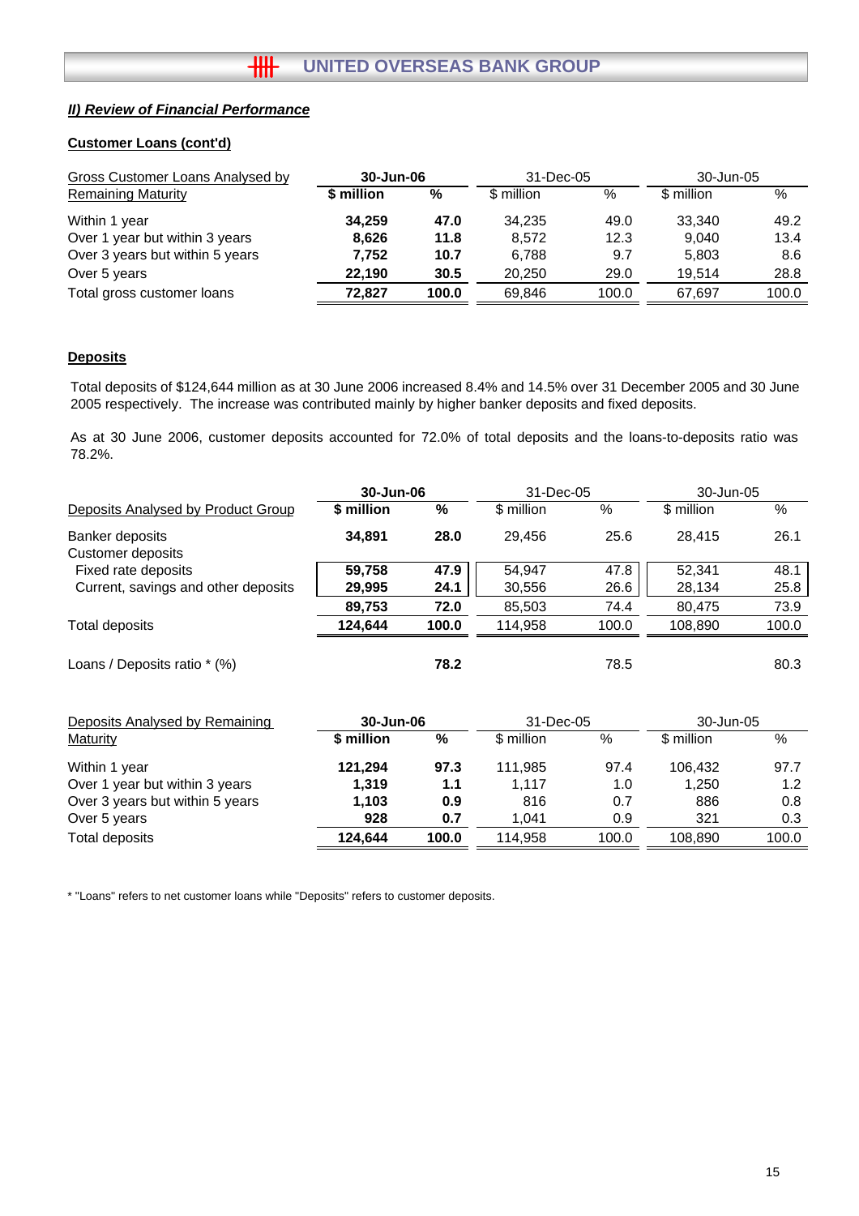## *II) Review of Financial Performance*

### Customer Loans (cont'd)

| Gross Customer Loans Analysed by Remaining Maturity | 30-Jun-06 | | 31-Dec-05 | | 30-Jun-05 | |
|---|---|---|---|---|---|---|
| | **$ million** | **%** | $ million | % | $ million | % |
| Within 1 year | **34,259** | **47.0** | 34,235 | 49.0 | 33,340 | 49.2 |
| Over 1 year but within 3 years | **8,626** | **11.8** | 8,572 | 12.3 | 9,040 | 13.4 |
| Over 3 years but within 5 years | **7,752** | **10.7** | 6,788 | 9.7 | 5,803 | 8.6 |
| Over 5 years | **22,190** | **30.5** | 20,250 | 29.0 | 19,514 | 28.8 |
| Total gross customer loans | **72,827** | **100.0** | 69,846 | 100.0 | 67,697 | 100.0 |

### Deposits

Total deposits of $124,644 million as at 30 June 2006 increased 8.4% and 14.5% over 31 December 2005 and 30 June 2005 respectively. The increase was contributed mainly by higher banker deposits and fixed deposits.

As at 30 June 2006, customer deposits accounted for 72.0% of total deposits and the loans-to-deposits ratio was 78.2%.

| Deposits Analysed by Product Group | 30-Jun-06 | | 31-Dec-05 | | 30-Jun-05 | |
|---|---|---|---|---|---|---|
| | **$ million** | **%** | $ million | % | $ million | % |
| Banker deposits | **34,891** | **28.0** | 29,456 | 25.6 | 28,415 | 26.1 |
| Customer deposits | | | | | | |
| Fixed rate deposits | **59,758** | **47.9** | 54,947 | 47.8 | 52,341 | 48.1 |
| Current, savings and other deposits | **29,995** | **24.1** | 30,556 | 26.6 | 28,134 | 25.8 |
| | **89,753** | **72.0** | 85,503 | 74.4 | 80,475 | 73.9 |
| Total deposits | **124,644** | **100.0** | 114,958 | 100.0 | 108,890 | 100.0 |
| | | | | | | |
| Loans / Deposits ratio * (%) | | **78.2** | | 78.5 | | 80.3 |

| Deposits Analysed by Remaining Maturity | 30-Jun-06 | | 31-Dec-05 | | 30-Jun-05 | |
|---|---|---|---|---|---|---|
| | **$ million** | **%** | $ million | % | $ million | % |
| Within 1 year | **121,294** | **97.3** | 111,985 | 97.4 | 106,432 | 97.7 |
| Over 1 year but within 3 years | **1,319** | **1.1** | 1,117 | 1.0 | 1,250 | 1.2 |
| Over 3 years but within 5 years | **1,103** | **0.9** | 816 | 0.7 | 886 | 0.8 |
| Over 5 years | **928** | **0.7** | 1,041 | 0.9 | 321 | 0.3 |
| Total deposits | **124,644** | **100.0** | 114,958 | 100.0 | 108,890 | 100.0 |

* "Loans" refers to net customer loans while "Deposits" refers to customer deposits.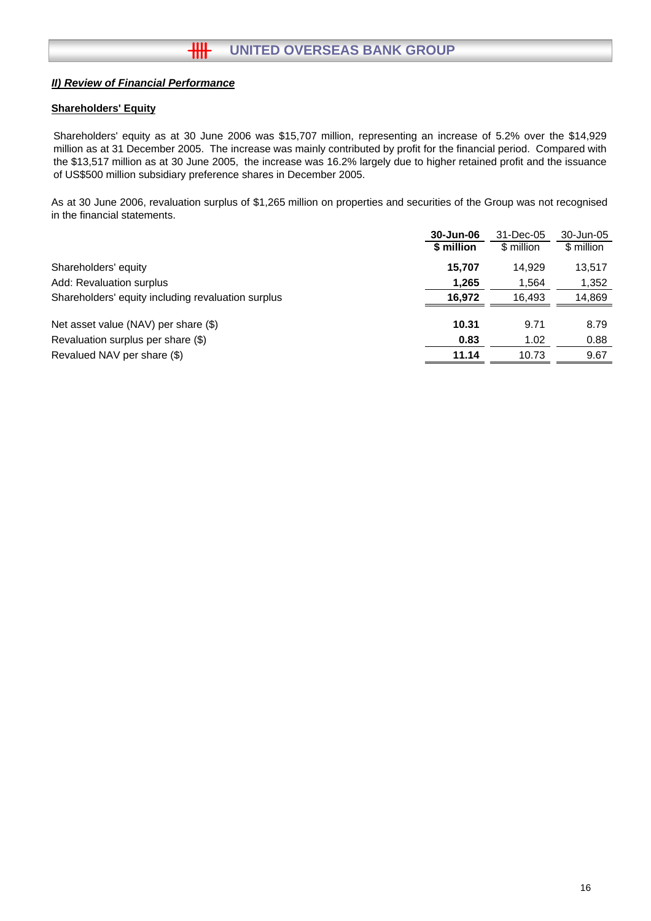## *II) Review of Financial Performance*

### Shareholders' Equity

Shareholders' equity as at 30 June 2006 was $15,707 million, representing an increase of 5.2% over the $14,929 million as at 31 December 2005. The increase was mainly contributed by profit for the financial period. Compared with the $13,517 million as at 30 June 2005, the increase was 16.2% largely due to higher retained profit and the issuance of US$500 million subsidiary preference shares in December 2005.

As at 30 June 2006, revaluation surplus of $1,265 million on properties and securities of the Group was not recognised in the financial statements.

| | **30-Jun-06** | 31-Dec-05 | 30-Jun-05 |
|---|---|---|---|
| | **$ million** | $ million | $ million |
| Shareholders' equity | **15,707** | 14,929 | 13,517 |
| Add: Revaluation surplus | **1,265** | 1,564 | 1,352 |
| Shareholders' equity including revaluation surplus | **16,972** | 16,493 | 14,869 |
| Net asset value (NAV) per share ($) | **10.31** | 9.71 | 8.79 |
| Revaluation surplus per share ($) | **0.83** | 1.02 | 0.88 |
| Revalued NAV per share ($) | **11.14** | 10.73 | 9.67 |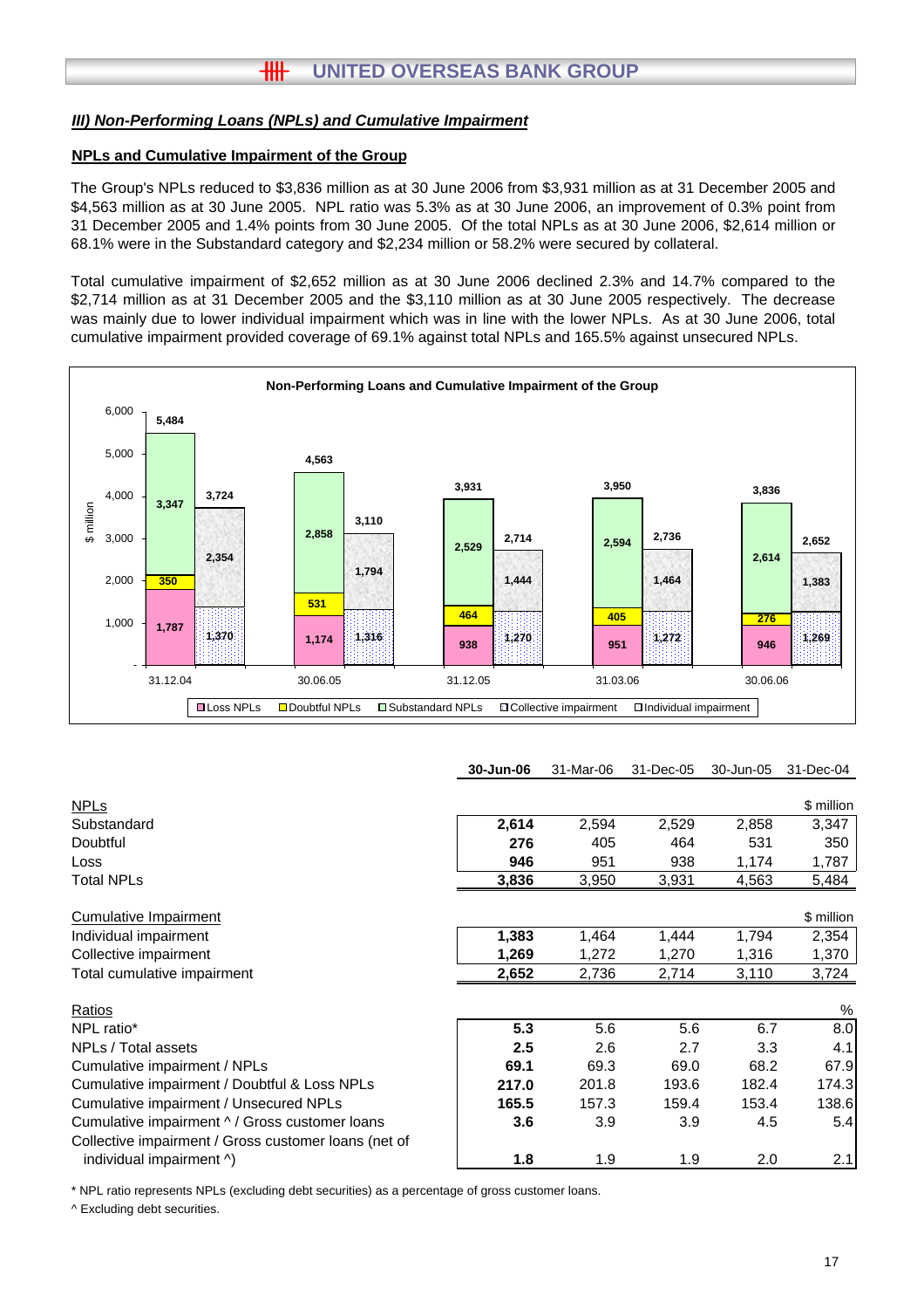### *III) Non-Performing Loans (NPLs) and Cumulative Impairment*

**NPLs and Cumulative Impairment of the Group**

The Group's NPLs reduced to $3,836 million as at 30 June 2006 from $3,931 million as at 31 December 2005 and $4,563 million as at 30 June 2005. NPL ratio was 5.3% as at 30 June 2006, an improvement of 0.3% point from 31 December 2005 and 1.4% points from 30 June 2005. Of the total NPLs as at 30 June 2006, $2,614 million or 68.1% were in the Substandard category and $2,234 million or 58.2% were secured by collateral.

Total cumulative impairment of $2,652 million as at 30 June 2006 declined 2.3% and 14.7% compared to the $2,714 million as at 31 December 2005 and the $3,110 million as at 30 June 2005 respectively. The decrease was mainly due to lower individual impairment which was in line with the lower NPLs. As at 30 June 2006, total cumulative impairment provided coverage of 69.1% against total NPLs and 165.5% against unsecured NPLs.

**Non-Performing Loans and Cumulative Impairment of the Group** ($ million)

| | 31.12.04 | 30.06.05 | 31.12.05 | 31.03.06 | 30.06.06 |
|---|---|---|---|---|---|
| Loss NPLs | 1,787 | 1,174 | 938 | 951 | 946 |
| Doubtful NPLs | 350 | 531 | 464 | 405 | 276 |
| Substandard NPLs | 3,347 | 2,858 | 2,529 | 2,594 | 2,614 |
| Total NPLs | 5,484 | 4,563 | 3,931 | 3,950 | 3,836 |
| Collective impairment | 1,370 | 1,316 | 1,270 | 1,272 | 1,269 |
| Individual impairment | 2,354 | 1,794 | 1,444 | 1,464 | 1,383 |
| Total cumulative impairment | 3,724 | 3,110 | 2,714 | 2,736 | 2,652 |

| | **30-Jun-06** | 31-Mar-06 | 31-Dec-05 | 30-Jun-05 | 31-Dec-04 |
|---|---|---|---|---|---|
| NPLs | | | | | $ million |
| Substandard | **2,614** | 2,594 | 2,529 | 2,858 | 3,347 |
| Doubtful | **276** | 405 | 464 | 531 | 350 |
| Loss | **946** | 951 | 938 | 1,174 | 1,787 |
| Total NPLs | **3,836** | 3,950 | 3,931 | 4,563 | 5,484 |
| Cumulative Impairment | | | | | $ million |
| Individual impairment | **1,383** | 1,464 | 1,444 | 1,794 | 2,354 |
| Collective impairment | **1,269** | 1,272 | 1,270 | 1,316 | 1,370 |
| Total cumulative impairment | **2,652** | 2,736 | 2,714 | 3,110 | 3,724 |
| Ratios | | | | | % |
| NPL ratio* | **5.3** | 5.6 | 5.6 | 6.7 | 8.0 |
| NPLs / Total assets | **2.5** | 2.6 | 2.7 | 3.3 | 4.1 |
| Cumulative impairment / NPLs | **69.1** | 69.3 | 69.0 | 68.2 | 67.9 |
| Cumulative impairment / Doubtful & Loss NPLs | **217.0** | 201.8 | 193.6 | 182.4 | 174.3 |
| Cumulative impairment / Unsecured NPLs | **165.5** | 157.3 | 159.4 | 153.4 | 138.6 |
| Cumulative impairment ^ / Gross customer loans | **3.6** | 3.9 | 3.9 | 4.5 | 5.4 |
| Collective impairment / Gross customer loans (net of individual impairment ^) | **1.8** | 1.9 | 1.9 | 2.0 | 2.1 |

\* NPL ratio represents NPLs (excluding debt securities) as a percentage of gross customer loans.

^ Excluding debt securities.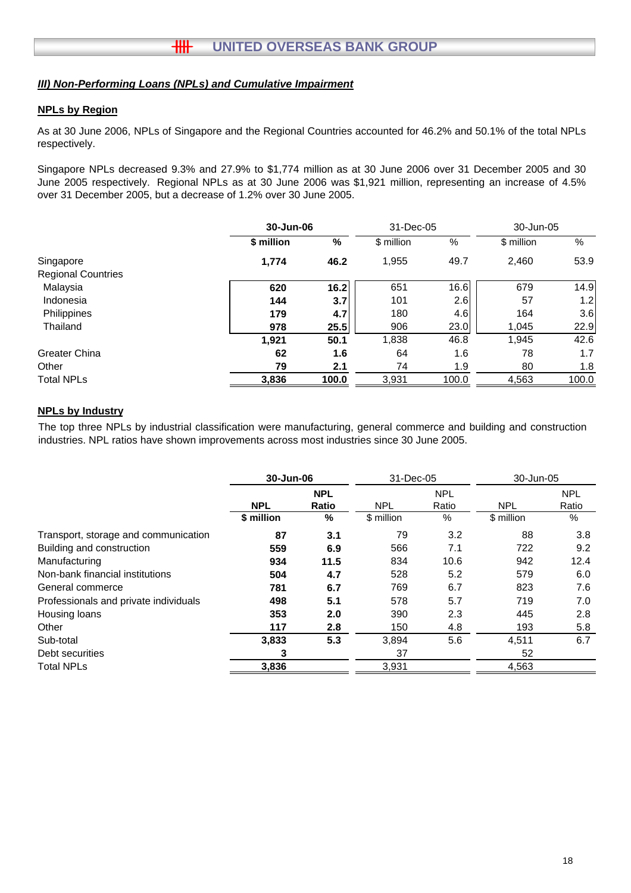## *III) Non-Performing Loans (NPLs) and Cumulative Impairment*

### NPLs by Region

As at 30 June 2006, NPLs of Singapore and the Regional Countries accounted for 46.2% and 50.1% of the total NPLs respectively.

Singapore NPLs decreased 9.3% and 27.9% to $1,774 million as at 30 June 2006 over 31 December 2005 and 30 June 2005 respectively. Regional NPLs as at 30 June 2006 was $1,921 million, representing an increase of 4.5% over 31 December 2005, but a decrease of 1.2% over 30 June 2005.

| | **30-Jun-06** | | 31-Dec-05 | | 30-Jun-05 | |
|---|---|---|---|---|---|---|
| | **$ million** | **%** | $ million | % | $ million | % |
| Singapore | **1,774** | **46.2** | 1,955 | 49.7 | 2,460 | 53.9 |
| Regional Countries | | | | | | |
| Malaysia | **620** | **16.2** | 651 | 16.6 | 679 | 14.9 |
| Indonesia | **144** | **3.7** | 101 | 2.6 | 57 | 1.2 |
| Philippines | **179** | **4.7** | 180 | 4.6 | 164 | 3.6 |
| Thailand | **978** | **25.5** | 906 | 23.0 | 1,045 | 22.9 |
| | **1,921** | **50.1** | 1,838 | 46.8 | 1,945 | 42.6 |
| Greater China | **62** | **1.6** | 64 | 1.6 | 78 | 1.7 |
| Other | **79** | **2.1** | 74 | 1.9 | 80 | 1.8 |
| Total NPLs | **3,836** | **100.0** | 3,931 | 100.0 | 4,563 | 100.0 |

### NPLs by Industry

The top three NPLs by industrial classification were manufacturing, general commerce and building and construction industries. NPL ratios have shown improvements across most industries since 30 June 2005.

| | **30-Jun-06** | | 31-Dec-05 | | 30-Jun-05 | |
|---|---|---|---|---|---|---|
| | **NPL** | **NPL Ratio** | NPL | NPL Ratio | NPL | NPL Ratio |
| | **$ million** | **%** | $ million | % | $ million | % |
| Transport, storage and communication | **87** | **3.1** | 79 | 3.2 | 88 | 3.8 |
| Building and construction | **559** | **6.9** | 566 | 7.1 | 722 | 9.2 |
| Manufacturing | **934** | **11.5** | 834 | 10.6 | 942 | 12.4 |
| Non-bank financial institutions | **504** | **4.7** | 528 | 5.2 | 579 | 6.0 |
| General commerce | **781** | **6.7** | 769 | 6.7 | 823 | 7.6 |
| Professionals and private individuals | **498** | **5.1** | 578 | 5.7 | 719 | 7.0 |
| Housing loans | **353** | **2.0** | 390 | 2.3 | 445 | 2.8 |
| Other | **117** | **2.8** | 150 | 4.8 | 193 | 5.8 |
| Sub-total | **3,833** | **5.3** | 3,894 | 5.6 | 4,511 | 6.7 |
| Debt securities | **3** | | 37 | | 52 | |
| Total NPLs | **3,836** | | 3,931 | | 4,563 | |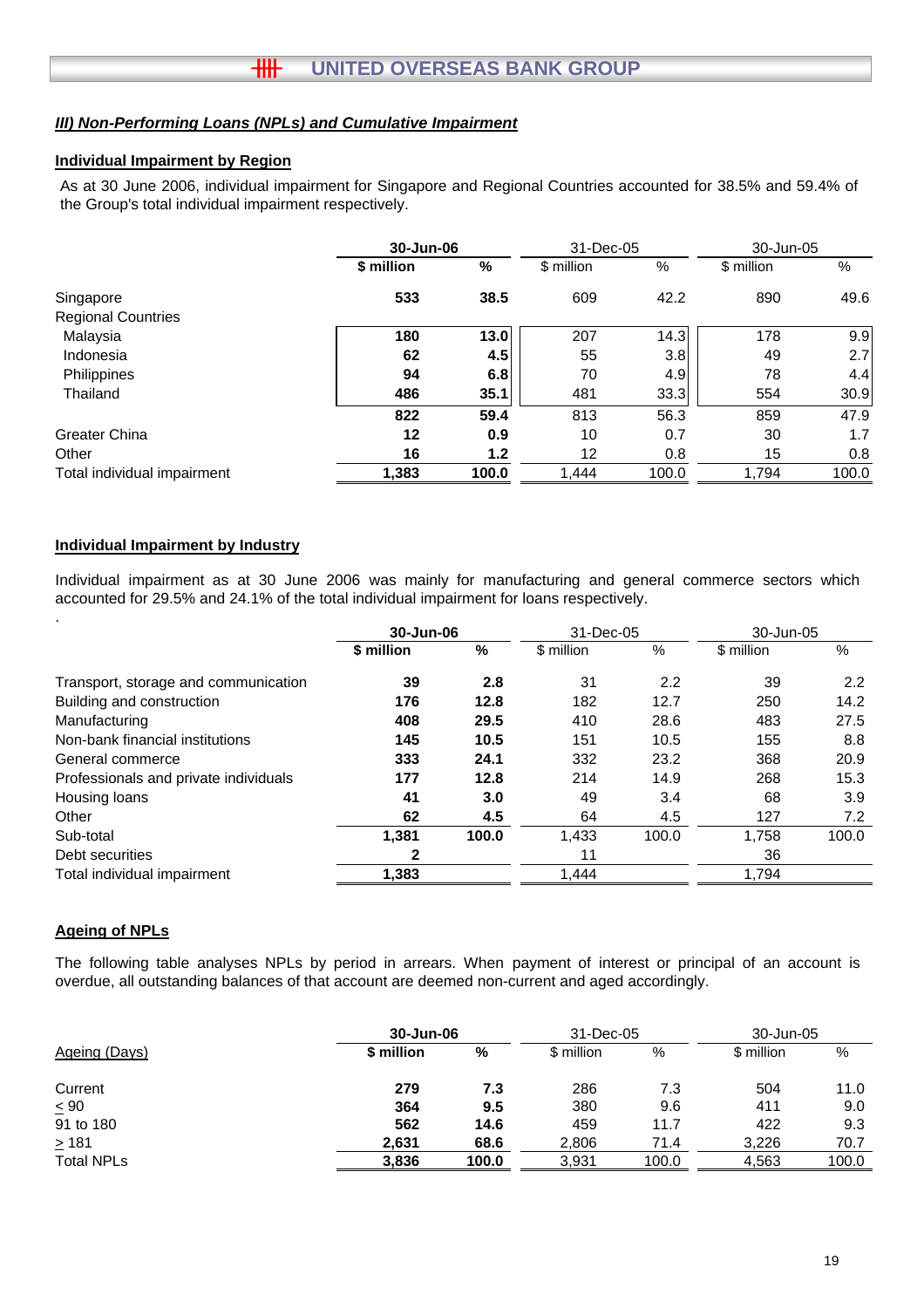### III) Non-Performing Loans (NPLs) and Cumulative Impairment

#### Individual Impairment by Region

As at 30 June 2006, individual impairment for Singapore and Regional Countries accounted for 38.5% and 59.4% of the Group's total individual impairment respectively.

| | **30-Jun-06** | | 31-Dec-05 | | 30-Jun-05 | |
|---|---|---|---|---|---|---|
| | **$ million** | **%** | $ million | % | $ million | % |
| Singapore | **533** | **38.5** | 609 | 42.2 | 890 | 49.6 |
| Regional Countries | | | | | | |
| Malaysia | **180** | **13.0** | 207 | 14.3 | 178 | 9.9 |
| Indonesia | **62** | **4.5** | 55 | 3.8 | 49 | 2.7 |
| Philippines | **94** | **6.8** | 70 | 4.9 | 78 | 4.4 |
| Thailand | **486** | **35.1** | 481 | 33.3 | 554 | 30.9 |
| | **822** | **59.4** | 813 | 56.3 | 859 | 47.9 |
| Greater China | **12** | **0.9** | 10 | 0.7 | 30 | 1.7 |
| Other | **16** | **1.2** | 12 | 0.8 | 15 | 0.8 |
| Total individual impairment | **1,383** | **100.0** | 1,444 | 100.0 | 1,794 | 100.0 |

#### Individual Impairment by Industry

Individual impairment as at 30 June 2006 was mainly for manufacturing and general commerce sectors which accounted for 29.5% and 24.1% of the total individual impairment for loans respectively.

.

| | **30-Jun-06** | | 31-Dec-05 | | 30-Jun-05 | |
|---|---|---|---|---|---|---|
| | **$ million** | **%** | $ million | % | $ million | % |
| Transport, storage and communication | **39** | **2.8** | 31 | 2.2 | 39 | 2.2 |
| Building and construction | **176** | **12.8** | 182 | 12.7 | 250 | 14.2 |
| Manufacturing | **408** | **29.5** | 410 | 28.6 | 483 | 27.5 |
| Non-bank financial institutions | **145** | **10.5** | 151 | 10.5 | 155 | 8.8 |
| General commerce | **333** | **24.1** | 332 | 23.2 | 368 | 20.9 |
| Professionals and private individuals | **177** | **12.8** | 214 | 14.9 | 268 | 15.3 |
| Housing loans | **41** | **3.0** | 49 | 3.4 | 68 | 3.9 |
| Other | **62** | **4.5** | 64 | 4.5 | 127 | 7.2 |
| Sub-total | **1,381** | **100.0** | 1,433 | 100.0 | 1,758 | 100.0 |
| Debt securities | **2** | | 11 | | 36 | |
| Total individual impairment | **1,383** | | 1,444 | | 1,794 | |

#### Ageing of NPLs

The following table analyses NPLs by period in arrears. When payment of interest or principal of an account is overdue, all outstanding balances of that account are deemed non-current and aged accordingly.

| | **30-Jun-06** | | 31-Dec-05 | | 30-Jun-05 | |
|---|---|---|---|---|---|---|
| Ageing (Days) | **$ million** | **%** | $ million | % | $ million | % |
| Current | **279** | **7.3** | 286 | 7.3 | 504 | 11.0 |
| ≤ 90 | **364** | **9.5** | 380 | 9.6 | 411 | 9.0 |
| 91 to 180 | **562** | **14.6** | 459 | 11.7 | 422 | 9.3 |
| ≥ 181 | **2,631** | **68.6** | 2,806 | 71.4 | 3,226 | 70.7 |
| Total NPLs | **3,836** | **100.0** | 3,931 | 100.0 | 4,563 | 100.0 |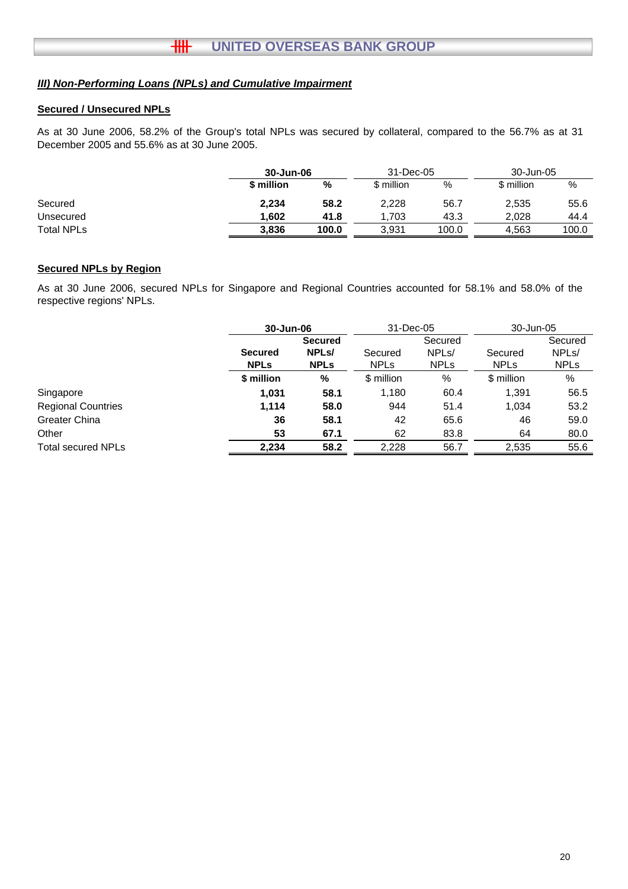## ***III) Non-Performing Loans (NPLs) and Cumulative Impairment***

### **Secured / Unsecured NPLs**

As at 30 June 2006, 58.2% of the Group's total NPLs was secured by collateral, compared to the 56.7% as at 31 December 2005 and 55.6% as at 30 June 2005.

| | **30-Jun-06** | | 31-Dec-05 | | 30-Jun-05 | |
|---|---|---|---|---|---|---|
| | **$ million** | **%** | $ million | % | $ million | % |
| Secured | **2,234** | **58.2** | 2,228 | 56.7 | 2,535 | 55.6 |
| Unsecured | **1,602** | **41.8** | 1,703 | 43.3 | 2,028 | 44.4 |
| Total NPLs | **3,836** | **100.0** | 3,931 | 100.0 | 4,563 | 100.0 |

### **Secured NPLs by Region**

As at 30 June 2006, secured NPLs for Singapore and Regional Countries accounted for 58.1% and 58.0% of the respective regions' NPLs.

| | **30-Jun-06** | | 31-Dec-05 | | 30-Jun-05 | |
|---|---|---|---|---|---|---|
| | **Secured NPLs** | **Secured NPLs/ NPLs** | Secured NPLs | Secured NPLs/ NPLs | Secured NPLs | Secured NPLs/ NPLs |
| | **$ million** | **%** | $ million | % | $ million | % |
| Singapore | **1,031** | **58.1** | 1,180 | 60.4 | 1,391 | 56.5 |
| Regional Countries | **1,114** | **58.0** | 944 | 51.4 | 1,034 | 53.2 |
| Greater China | **36** | **58.1** | 42 | 65.6 | 46 | 59.0 |
| Other | **53** | **67.1** | 62 | 83.8 | 64 | 80.0 |
| Total secured NPLs | **2,234** | **58.2** | 2,228 | 56.7 | 2,535 | 55.6 |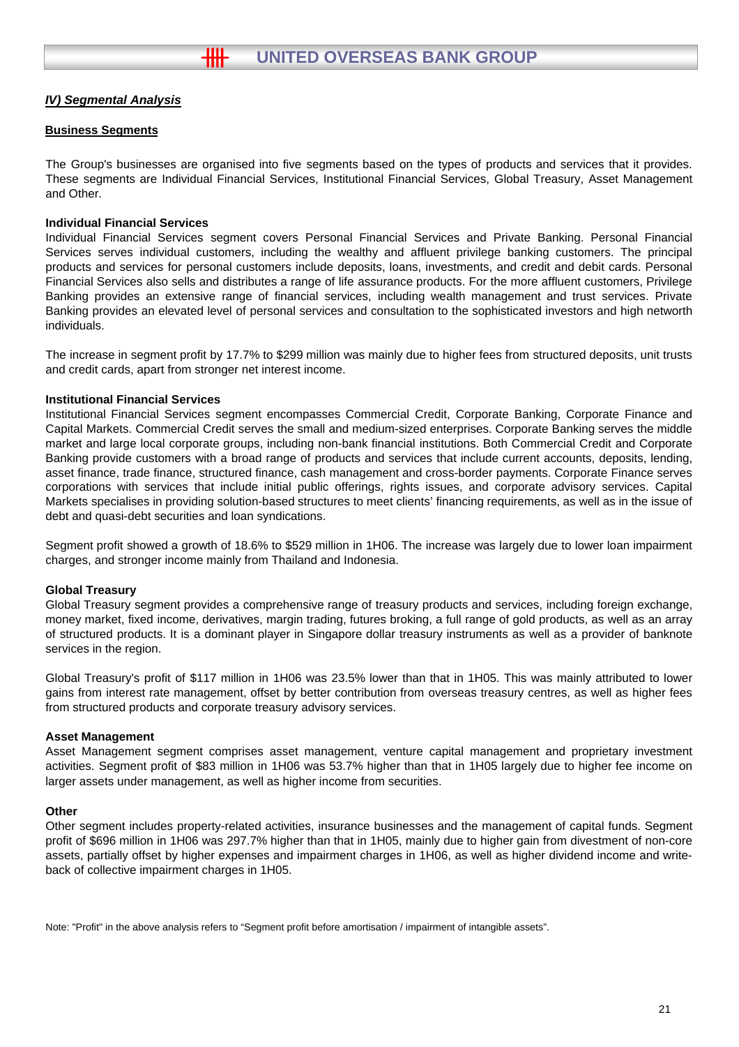## *IV) Segmental Analysis*

### Business Segments

The Group's businesses are organised into five segments based on the types of products and services that it provides. These segments are Individual Financial Services, Institutional Financial Services, Global Treasury, Asset Management and Other.

**Individual Financial Services**

Individual Financial Services segment covers Personal Financial Services and Private Banking. Personal Financial Services serves individual customers, including the wealthy and affluent privilege banking customers. The principal products and services for personal customers include deposits, loans, investments, and credit and debit cards. Personal Financial Services also sells and distributes a range of life assurance products. For the more affluent customers, Privilege Banking provides an extensive range of financial services, including wealth management and trust services. Private Banking provides an elevated level of personal services and consultation to the sophisticated investors and high networth individuals.

The increase in segment profit by 17.7% to $299 million was mainly due to higher fees from structured deposits, unit trusts and credit cards, apart from stronger net interest income.

**Institutional Financial Services**

Institutional Financial Services segment encompasses Commercial Credit, Corporate Banking, Corporate Finance and Capital Markets. Commercial Credit serves the small and medium-sized enterprises. Corporate Banking serves the middle market and large local corporate groups, including non-bank financial institutions. Both Commercial Credit and Corporate Banking provide customers with a broad range of products and services that include current accounts, deposits, lending, asset finance, trade finance, structured finance, cash management and cross-border payments. Corporate Finance serves corporations with services that include initial public offerings, rights issues, and corporate advisory services. Capital Markets specialises in providing solution-based structures to meet clients' financing requirements, as well as in the issue of debt and quasi-debt securities and loan syndications.

Segment profit showed a growth of 18.6% to $529 million in 1H06. The increase was largely due to lower loan impairment charges, and stronger income mainly from Thailand and Indonesia.

**Global Treasury**

Global Treasury segment provides a comprehensive range of treasury products and services, including foreign exchange, money market, fixed income, derivatives, margin trading, futures broking, a full range of gold products, as well as an array of structured products. It is a dominant player in Singapore dollar treasury instruments as well as a provider of banknote services in the region.

Global Treasury's profit of $117 million in 1H06 was 23.5% lower than that in 1H05. This was mainly attributed to lower gains from interest rate management, offset by better contribution from overseas treasury centres, as well as higher fees from structured products and corporate treasury advisory services.

**Asset Management**

Asset Management segment comprises asset management, venture capital management and proprietary investment activities. Segment profit of $83 million in 1H06 was 53.7% higher than that in 1H05 largely due to higher fee income on larger assets under management, as well as higher income from securities.

**Other**

Other segment includes property-related activities, insurance businesses and the management of capital funds. Segment profit of $696 million in 1H06 was 297.7% higher than that in 1H05, mainly due to higher gain from divestment of non-core assets, partially offset by higher expenses and impairment charges in 1H06, as well as higher dividend income and write-back of collective impairment charges in 1H05.

Note: "Profit" in the above analysis refers to "Segment profit before amortisation / impairment of intangible assets".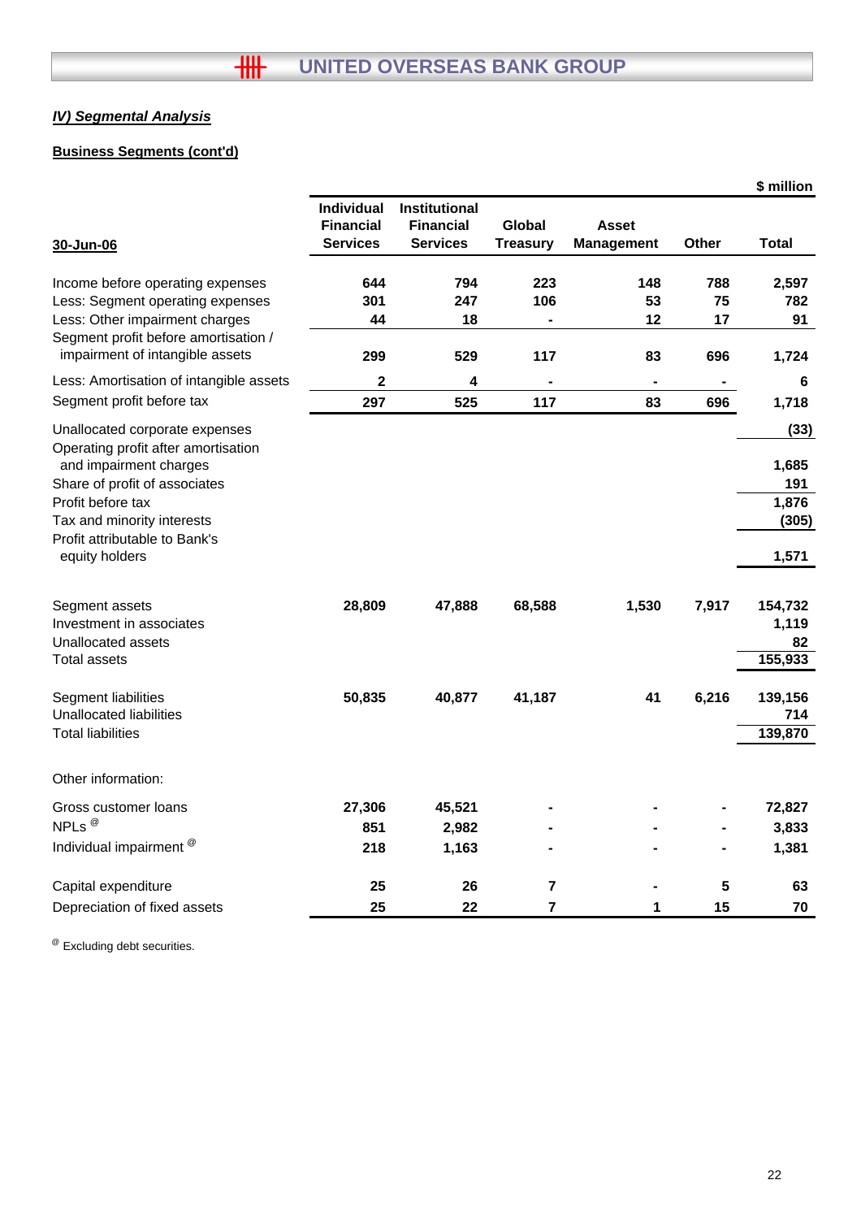## IV) Segmental Analysis

### Business Segments (cont'd)

$ million

| 30-Jun-06 | Individual Financial Services | Institutional Financial Services | Global Treasury | Asset Management | Other | Total |
|---|---|---|---|---|---|---|
| Income before operating expenses | 644 | 794 | 223 | 148 | 788 | 2,597 |
| Less: Segment operating expenses | 301 | 247 | 106 | 53 | 75 | 782 |
| Less: Other impairment charges | 44 | 18 | - | 12 | 17 | 91 |
| Segment profit before amortisation / impairment of intangible assets | 299 | 529 | 117 | 83 | 696 | 1,724 |
| Less: Amortisation of intangible assets | 2 | 4 | - | - | - | 6 |
| Segment profit before tax | 297 | 525 | 117 | 83 | 696 | 1,718 |
| Unallocated corporate expenses | | | | | | (33) |
| Operating profit after amortisation and impairment charges | | | | | | 1,685 |
| Share of profit of associates | | | | | | 191 |
| Profit before tax | | | | | | 1,876 |
| Tax and minority interests | | | | | | (305) |
| Profit attributable to Bank's equity holders | | | | | | 1,571 |
| Segment assets | 28,809 | 47,888 | 68,588 | 1,530 | 7,917 | 154,732 |
| Investment in associates | | | | | | 1,119 |
| Unallocated assets | | | | | | 82 |
| Total assets | | | | | | 155,933 |
| Segment liabilities | 50,835 | 40,877 | 41,187 | 41 | 6,216 | 139,156 |
| Unallocated liabilities | | | | | | 714 |
| Total liabilities | | | | | | 139,870 |
| Other information: | | | | | | |
| Gross customer loans | 27,306 | 45,521 | - | - | - | 72,827 |
| NPLs @ | 851 | 2,982 | - | - | - | 3,833 |
| Individual impairment @ | 218 | 1,163 | - | - | - | 1,381 |
| Capital expenditure | 25 | 26 | 7 | - | 5 | 63 |
| Depreciation of fixed assets | 25 | 22 | 7 | 1 | 15 | 70 |

@ Excluding debt securities.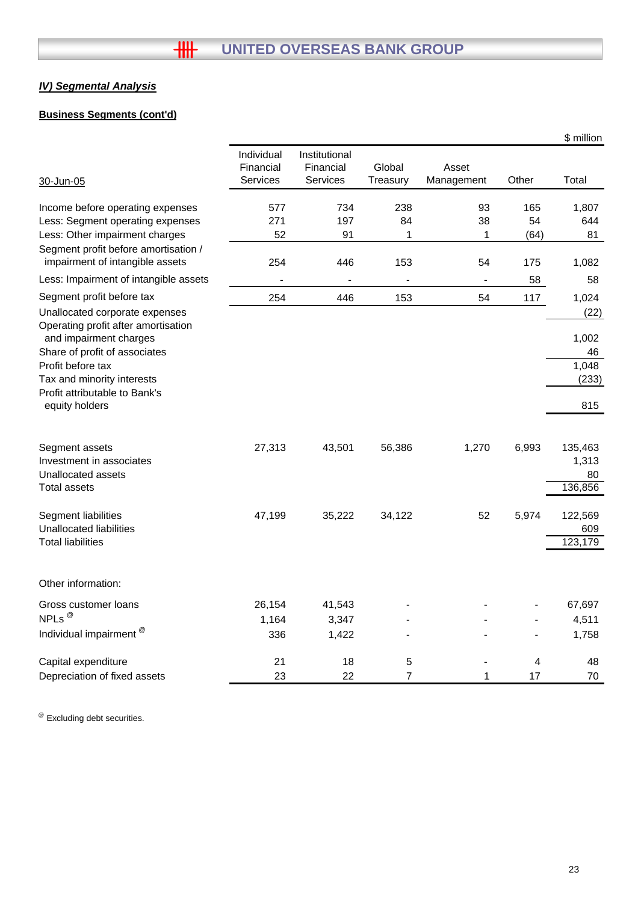## *IV) Segmental Analysis*

**Business Segments (cont'd)**

$ million

| 30-Jun-05 | Individual Financial Services | Institutional Financial Services | Global Treasury | Asset Management | Other | Total |
|---|---|---|---|---|---|---|
| Income before operating expenses | 577 | 734 | 238 | 93 | 165 | 1,807 |
| Less: Segment operating expenses | 271 | 197 | 84 | 38 | 54 | 644 |
| Less: Other impairment charges | 52 | 91 | 1 | 1 | (64) | 81 |
| Segment profit before amortisation / impairment of intangible assets | 254 | 446 | 153 | 54 | 175 | 1,082 |
| Less: Impairment of intangible assets | - | - | - | - | 58 | 58 |
| Segment profit before tax | 254 | 446 | 153 | 54 | 117 | 1,024 |
| Unallocated corporate expenses | | | | | | (22) |
| Operating profit after amortisation and impairment charges | | | | | | 1,002 |
| Share of profit of associates | | | | | | 46 |
| Profit before tax | | | | | | 1,048 |
| Tax and minority interests | | | | | | (233) |
| Profit attributable to Bank's equity holders | | | | | | 815 |
| | | | | | | |
| Segment assets | 27,313 | 43,501 | 56,386 | 1,270 | 6,993 | 135,463 |
| Investment in associates | | | | | | 1,313 |
| Unallocated assets | | | | | | 80 |
| Total assets | | | | | | 136,856 |
| | | | | | | |
| Segment liabilities | 47,199 | 35,222 | 34,122 | 52 | 5,974 | 122,569 |
| Unallocated liabilities | | | | | | 609 |
| Total liabilities | | | | | | 123,179 |
| | | | | | | |
| Other information: | | | | | | |
| Gross customer loans | 26,154 | 41,543 | - | - | - | 67,697 |
| NPLs @ | 1,164 | 3,347 | - | - | - | 4,511 |
| Individual impairment @ | 336 | 1,422 | - | - | - | 1,758 |
| Capital expenditure | 21 | 18 | 5 | - | 4 | 48 |
| Depreciation of fixed assets | 23 | 22 | 7 | 1 | 17 | 70 |

@ Excluding debt securities.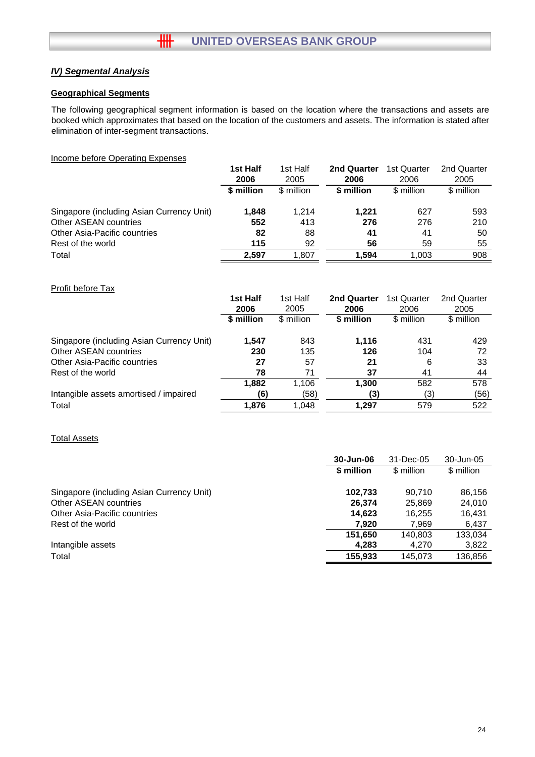## *IV) Segmental Analysis*

### Geographical Segments

The following geographical segment information is based on the location where the transactions and assets are booked which approximates that based on the location of the customers and assets. The information is stated after elimination of inter-segment transactions.

Income before Operating Expenses

| | **1st Half 2006** | 1st Half 2005 | **2nd Quarter 2006** | 1st Quarter 2006 | 2nd Quarter 2005 |
|---|---|---|---|---|---|
| | **$ million** | $ million | **$ million** | $ million | $ million |
| Singapore (including Asian Currency Unit) | **1,848** | 1,214 | **1,221** | 627 | 593 |
| Other ASEAN countries | **552** | 413 | **276** | 276 | 210 |
| Other Asia-Pacific countries | **82** | 88 | **41** | 41 | 50 |
| Rest of the world | **115** | 92 | **56** | 59 | 55 |
| Total | **2,597** | 1,807 | **1,594** | 1,003 | 908 |

Profit before Tax

| | **1st Half 2006** | 1st Half 2005 | **2nd Quarter 2006** | 1st Quarter 2006 | 2nd Quarter 2005 |
|---|---|---|---|---|---|
| | **$ million** | $ million | **$ million** | $ million | $ million |
| Singapore (including Asian Currency Unit) | **1,547** | 843 | **1,116** | 431 | 429 |
| Other ASEAN countries | **230** | 135 | **126** | 104 | 72 |
| Other Asia-Pacific countries | **27** | 57 | **21** | 6 | 33 |
| Rest of the world | **78** | 71 | **37** | 41 | 44 |
| | **1,882** | 1,106 | **1,300** | 582 | 578 |
| Intangible assets amortised / impaired | **(6)** | (58) | **(3)** | (3) | (56) |
| Total | **1,876** | 1,048 | **1,297** | 579 | 522 |

Total Assets

| | **30-Jun-06** | 31-Dec-05 | 30-Jun-05 |
|---|---|---|---|
| | **$ million** | $ million | $ million |
| Singapore (including Asian Currency Unit) | **102,733** | 90,710 | 86,156 |
| Other ASEAN countries | **26,374** | 25,869 | 24,010 |
| Other Asia-Pacific countries | **14,623** | 16,255 | 16,431 |
| Rest of the world | **7,920** | 7,969 | 6,437 |
| | **151,650** | 140,803 | 133,034 |
| Intangible assets | **4,283** | 4,270 | 3,822 |
| Total | **155,933** | 145,073 | 136,856 |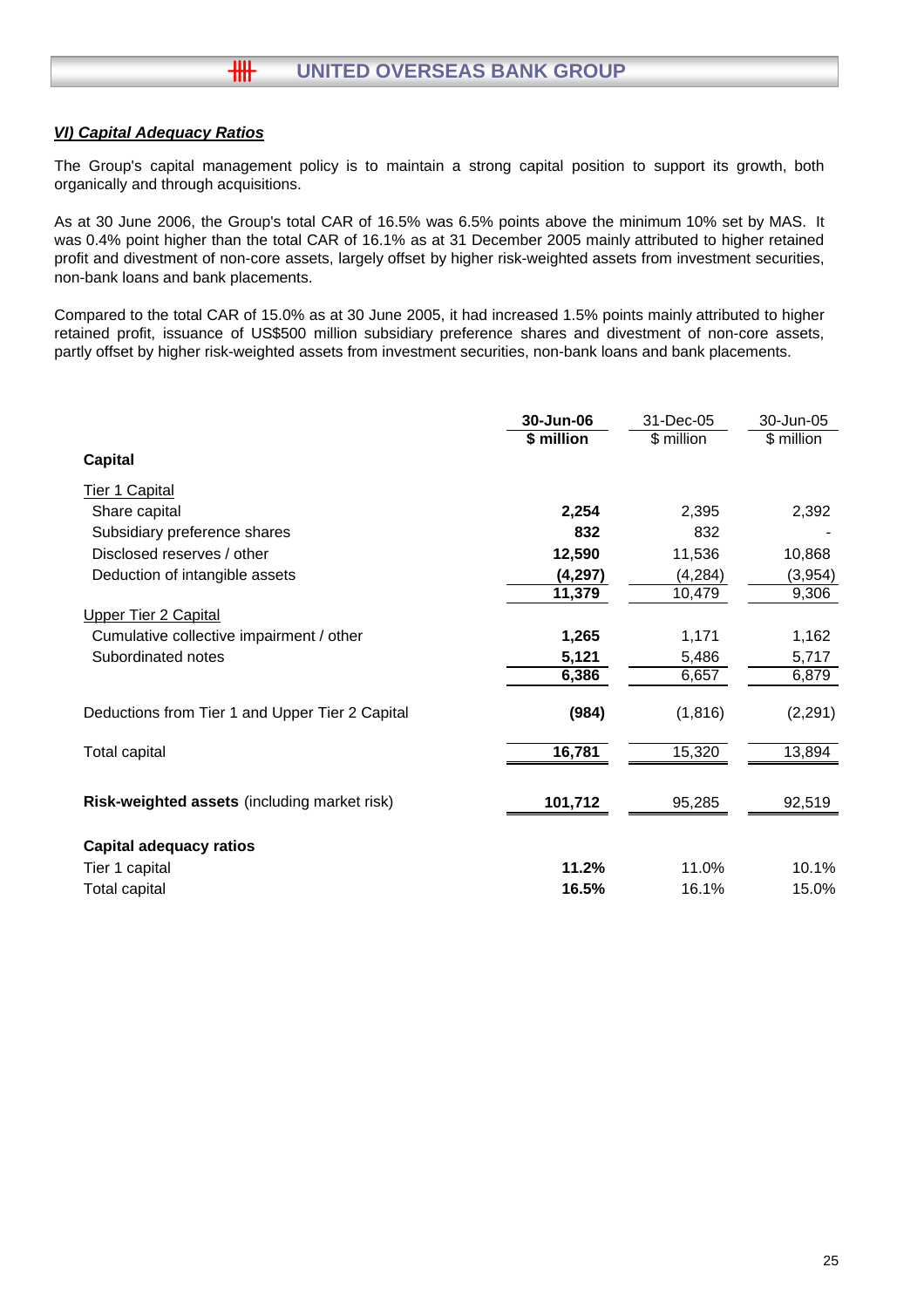### *VI) Capital Adequacy Ratios*

The Group's capital management policy is to maintain a strong capital position to support its growth, both organically and through acquisitions.

As at 30 June 2006, the Group's total CAR of 16.5% was 6.5% points above the minimum 10% set by MAS. It was 0.4% point higher than the total CAR of 16.1% as at 31 December 2005 mainly attributed to higher retained profit and divestment of non-core assets, largely offset by higher risk-weighted assets from investment securities, non-bank loans and bank placements.

Compared to the total CAR of 15.0% as at 30 June 2005, it had increased 1.5% points mainly attributed to higher retained profit, issuance of US$500 million subsidiary preference shares and divestment of non-core assets, partly offset by higher risk-weighted assets from investment securities, non-bank loans and bank placements.

| | **30-Jun-06** | 31-Dec-05 | 30-Jun-05 |
|---|---|---|---|
| | **$ million** | $ million | $ million |
| **Capital** | | | |
| Tier 1 Capital | | | |
| Share capital | **2,254** | 2,395 | 2,392 |
| Subsidiary preference shares | **832** | 832 | - |
| Disclosed reserves / other | **12,590** | 11,536 | 10,868 |
| Deduction of intangible assets | **(4,297)** | (4,284) | (3,954) |
| | **11,379** | 10,479 | 9,306 |
| Upper Tier 2 Capital | | | |
| Cumulative collective impairment / other | **1,265** | 1,171 | 1,162 |
| Subordinated notes | **5,121** | 5,486 | 5,717 |
| | **6,386** | 6,657 | 6,879 |
| Deductions from Tier 1 and Upper Tier 2 Capital | **(984)** | (1,816) | (2,291) |
| Total capital | **16,781** | 15,320 | 13,894 |
| **Risk-weighted assets** (including market risk) | **101,712** | 95,285 | 92,519 |
| **Capital adequacy ratios** | | | |
| Tier 1 capital | **11.2%** | 11.0% | 10.1% |
| Total capital | **16.5%** | 16.1% | 15.0% |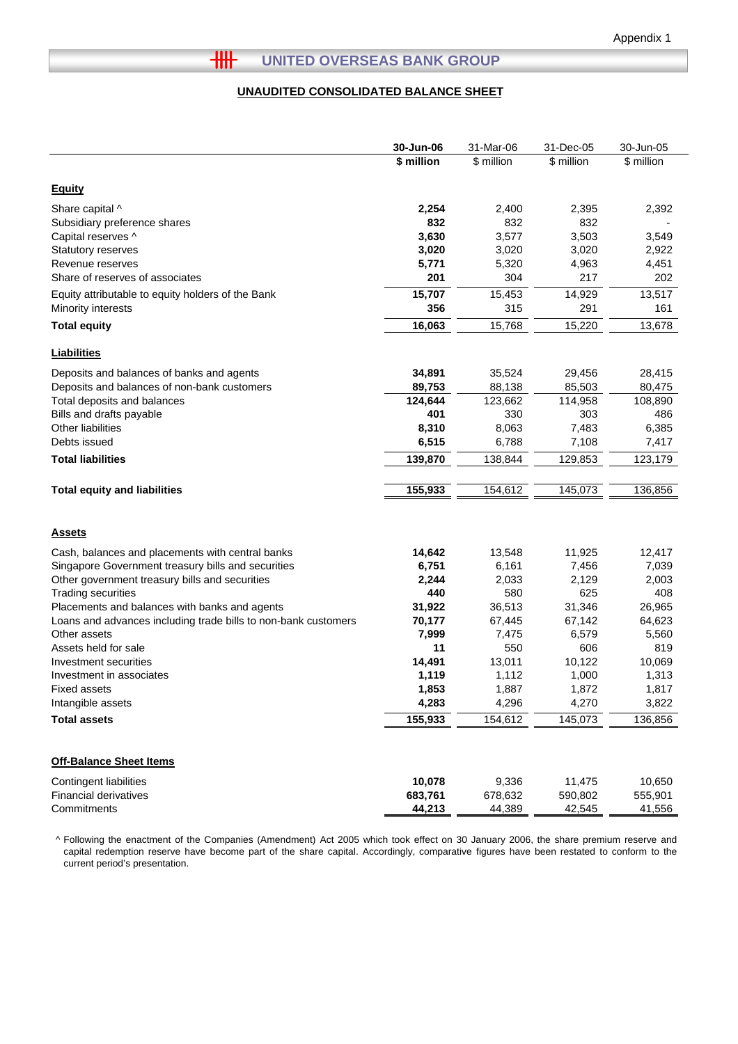Appendix 1

# UNITED OVERSEAS BANK GROUP

## UNAUDITED CONSOLIDATED BALANCE SHEET

| | 30-Jun-06 | 31-Mar-06 | 31-Dec-05 | 30-Jun-05 |
|---|---|---|---|---|
| | **$ million** | $ million | $ million | $ million |
| **Equity** | | | | |
| Share capital ^ | **2,254** | 2,400 | 2,395 | 2,392 |
| Subsidiary preference shares | **832** | 832 | 832 | - |
| Capital reserves ^ | **3,630** | 3,577 | 3,503 | 3,549 |
| Statutory reserves | **3,020** | 3,020 | 3,020 | 2,922 |
| Revenue reserves | **5,771** | 5,320 | 4,963 | 4,451 |
| Share of reserves of associates | **201** | 304 | 217 | 202 |
| Equity attributable to equity holders of the Bank | **15,707** | 15,453 | 14,929 | 13,517 |
| Minority interests | **356** | 315 | 291 | 161 |
| **Total equity** | **16,063** | 15,768 | 15,220 | 13,678 |
| **Liabilities** | | | | |
| Deposits and balances of banks and agents | **34,891** | 35,524 | 29,456 | 28,415 |
| Deposits and balances of non-bank customers | **89,753** | 88,138 | 85,503 | 80,475 |
| Total deposits and balances | **124,644** | 123,662 | 114,958 | 108,890 |
| Bills and drafts payable | **401** | 330 | 303 | 486 |
| Other liabilities | **8,310** | 8,063 | 7,483 | 6,385 |
| Debts issued | **6,515** | 6,788 | 7,108 | 7,417 |
| **Total liabilities** | **139,870** | 138,844 | 129,853 | 123,179 |
| **Total equity and liabilities** | **155,933** | 154,612 | 145,073 | 136,856 |
| **Assets** | | | | |
| Cash, balances and placements with central banks | **14,642** | 13,548 | 11,925 | 12,417 |
| Singapore Government treasury bills and securities | **6,751** | 6,161 | 7,456 | 7,039 |
| Other government treasury bills and securities | **2,244** | 2,033 | 2,129 | 2,003 |
| Trading securities | **440** | 580 | 625 | 408 |
| Placements and balances with banks and agents | **31,922** | 36,513 | 31,346 | 26,965 |
| Loans and advances including trade bills to non-bank customers | **70,177** | 67,445 | 67,142 | 64,623 |
| Other assets | **7,999** | 7,475 | 6,579 | 5,560 |
| Assets held for sale | **11** | 550 | 606 | 819 |
| Investment securities | **14,491** | 13,011 | 10,122 | 10,069 |
| Investment in associates | **1,119** | 1,112 | 1,000 | 1,313 |
| Fixed assets | **1,853** | 1,887 | 1,872 | 1,817 |
| Intangible assets | **4,283** | 4,296 | 4,270 | 3,822 |
| **Total assets** | **155,933** | 154,612 | 145,073 | 136,856 |
| **Off-Balance Sheet Items** | | | | |
| Contingent liabilities | **10,078** | 9,336 | 11,475 | 10,650 |
| Financial derivatives | **683,761** | 678,632 | 590,802 | 555,901 |
| Commitments | **44,213** | 44,389 | 42,545 | 41,556 |

^ Following the enactment of the Companies (Amendment) Act 2005 which took effect on 30 January 2006, the share premium reserve and capital redemption reserve have become part of the share capital. Accordingly, comparative figures have been restated to conform to the current period's presentation.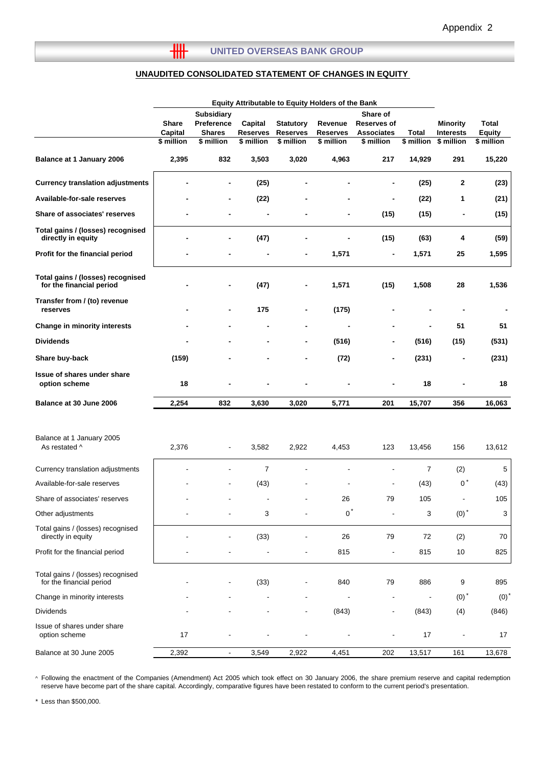Appendix 2

## UNITED OVERSEAS BANK GROUP

### UNAUDITED CONSOLIDATED STATEMENT OF CHANGES IN EQUITY

| | Equity Attributable to Equity Holders of the Bank | | | | | | | | |
|---|---|---|---|---|---|---|---|---|---|
| | Share Capital | Subsidiary Preference Shares | Capital Reserves | Statutory Reserves | Revenue Reserves | Share of Reserves of Associates | Total | Minority Interests | Total Equity |
| | $ million | $ million | $ million | $ million | $ million | $ million | $ million | $ million | $ million |
| **Balance at 1 January 2006** | **2,395** | **832** | **3,503** | **3,020** | **4,963** | **217** | **14,929** | **291** | **15,220** |
| **Currency translation adjustments** | **-** | **-** | **(25)** | **-** | **-** | **-** | **(25)** | **2** | **(23)** |
| **Available-for-sale reserves** | **-** | **-** | **(22)** | **-** | **-** | **-** | **(22)** | **1** | **(21)** |
| **Share of associates' reserves** | **-** | **-** | **-** | **-** | **-** | **(15)** | **(15)** | **-** | **(15)** |
| **Total gains / (losses) recognised directly in equity** | **-** | **-** | **(47)** | **-** | **-** | **(15)** | **(63)** | **4** | **(59)** |
| **Profit for the financial period** | **-** | **-** | **-** | **-** | **1,571** | **-** | **1,571** | **25** | **1,595** |
| **Total gains / (losses) recognised for the financial period** | **-** | **-** | **(47)** | **-** | **1,571** | **(15)** | **1,508** | **28** | **1,536** |
| **Transfer from / (to) revenue reserves** | **-** | **-** | **175** | **-** | **(175)** | **-** | **-** | **-** | **-** |
| **Change in minority interests** | **-** | **-** | **-** | **-** | **-** | **-** | **-** | **51** | **51** |
| **Dividends** | **-** | **-** | **-** | **-** | **(516)** | **-** | **(516)** | **(15)** | **(531)** |
| **Share buy-back** | **(159)** | **-** | **-** | **-** | **(72)** | **-** | **(231)** | **-** | **(231)** |
| **Issue of shares under share option scheme** | **18** | **-** | **-** | **-** | **-** | **-** | **18** | **-** | **18** |
| **Balance at 30 June 2006** | **2,254** | **832** | **3,630** | **3,020** | **5,771** | **201** | **15,707** | **356** | **16,063** |
| | | | | | | | | | |
| Balance at 1 January 2005 As restated ^ | 2,376 | - | 3,582 | 2,922 | 4,453 | 123 | 13,456 | 156 | 13,612 |
| Currency translation adjustments | - | - | 7 | - | - | - | 7 | (2) | 5 |
| Available-for-sale reserves | - | - | (43) | - | - | - | (43) | 0 * | (43) |
| Share of associates' reserves | - | - | - | - | 26 | 79 | 105 | - | 105 |
| Other adjustments | - | - | 3 | - | 0 * | - | 3 | (0) * | 3 |
| Total gains / (losses) recognised directly in equity | - | - | (33) | - | 26 | 79 | 72 | (2) | 70 |
| Profit for the financial period | - | - | - | - | 815 | - | 815 | 10 | 825 |
| Total gains / (losses) recognised for the financial period | - | - | (33) | - | 840 | 79 | 886 | 9 | 895 |
| Change in minority interests | - | - | - | - | - | - | - | (0) * | (0) * |
| Dividends | - | - | - | - | (843) | - | (843) | (4) | (846) |
| Issue of shares under share option scheme | 17 | - | - | - | - | - | 17 | - | 17 |
| Balance at 30 June 2005 | 2,392 | - | 3,549 | 2,922 | 4,451 | 202 | 13,517 | 161 | 13,678 |

^ Following the enactment of the Companies (Amendment) Act 2005 which took effect on 30 January 2006, the share premium reserve and capital redemption reserve have become part of the share capital. Accordingly, comparative figures have been restated to conform to the current period's presentation.

* Less than $500,000.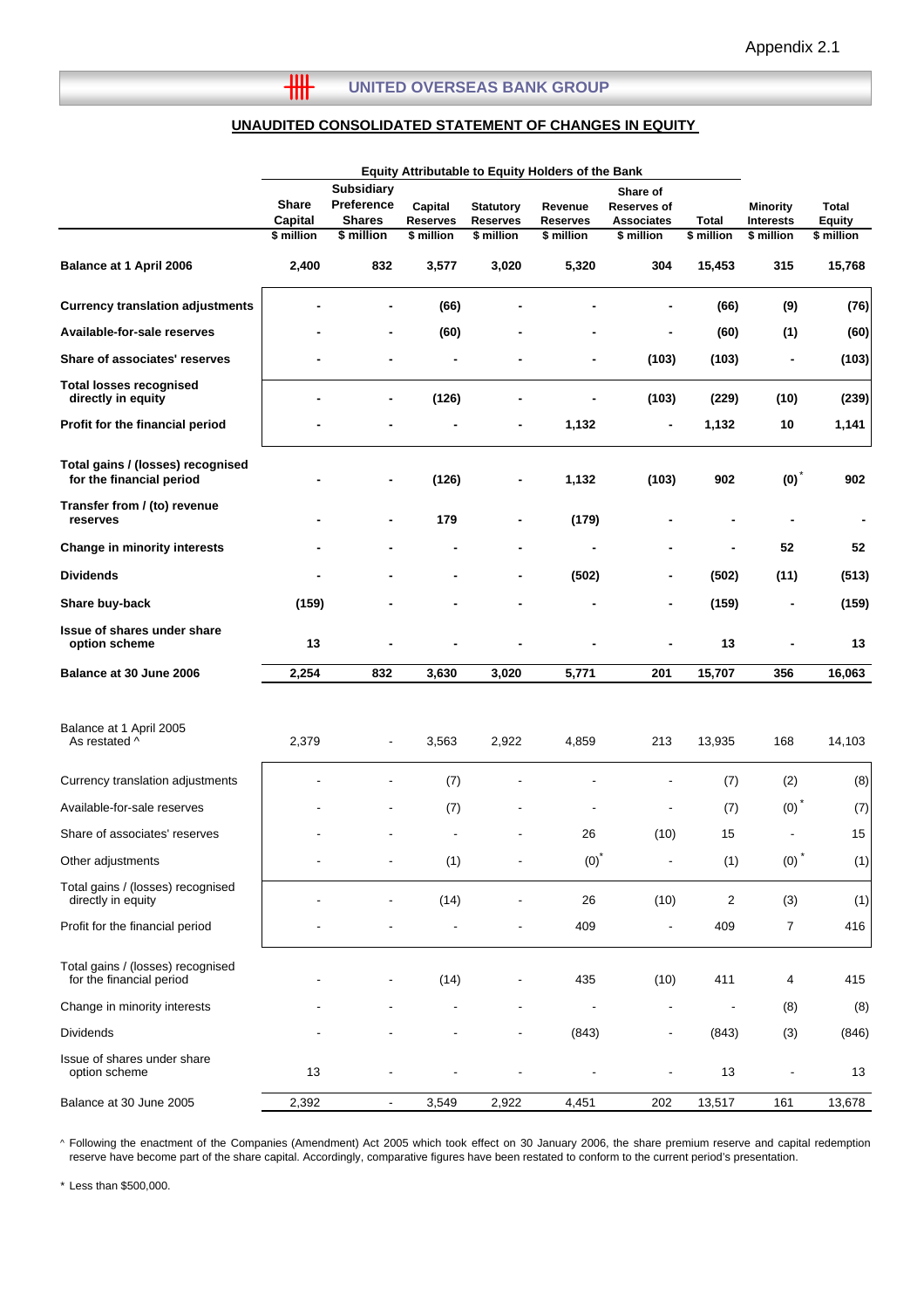Appendix 2.1

**UNITED OVERSEAS BANK GROUP**

## UNAUDITED CONSOLIDATED STATEMENT OF CHANGES IN EQUITY

| | Equity Attributable to Equity Holders of the Bank | | | | | | | | |
|---|---|---|---|---|---|---|---|---|---|
| | Share Capital | Subsidiary Preference Shares | Capital Reserves | Statutory Reserves | Revenue Reserves | Share of Reserves of Associates | Total | Minority Interests | Total Equity |
| | $ million | $ million | $ million | $ million | $ million | $ million | $ million | $ million | $ million |
| **Balance at 1 April 2006** | **2,400** | **832** | **3,577** | **3,020** | **5,320** | **304** | **15,453** | **315** | **15,768** |
| **Currency translation adjustments** | **-** | **-** | **(66)** | **-** | **-** | **-** | **(66)** | **(9)** | **(76)** |
| **Available-for-sale reserves** | **-** | **-** | **(60)** | **-** | **-** | **-** | **(60)** | **(1)** | **(60)** |
| **Share of associates' reserves** | **-** | **-** | **-** | **-** | **-** | **(103)** | **(103)** | **-** | **(103)** |
| **Total losses recognised directly in equity** | **-** | **-** | **(126)** | **-** | **-** | **(103)** | **(229)** | **(10)** | **(239)** |
| **Profit for the financial period** | **-** | **-** | **-** | **-** | **1,132** | **-** | **1,132** | **10** | **1,141** |
| **Total gains / (losses) recognised for the financial period** | **-** | **-** | **(126)** | **-** | **1,132** | **(103)** | **902** | **(0)*** | **902** |
| **Transfer from / (to) revenue reserves** | **-** | **-** | **179** | **-** | **(179)** | **-** | **-** | **-** | **-** |
| **Change in minority interests** | **-** | **-** | **-** | **-** | **-** | **-** | **-** | **52** | **52** |
| **Dividends** | **-** | **-** | **-** | **-** | **(502)** | **-** | **(502)** | **(11)** | **(513)** |
| **Share buy-back** | **(159)** | **-** | **-** | **-** | **-** | **-** | **(159)** | **-** | **(159)** |
| **Issue of shares under share option scheme** | **13** | **-** | **-** | **-** | **-** | **-** | **13** | **-** | **13** |
| **Balance at 30 June 2006** | **2,254** | **832** | **3,630** | **3,020** | **5,771** | **201** | **15,707** | **356** | **16,063** |
| | | | | | | | | | |
| Balance at 1 April 2005 As restated ^ | 2,379 | - | 3,563 | 2,922 | 4,859 | 213 | 13,935 | 168 | 14,103 |
| Currency translation adjustments | - | - | (7) | - | - | - | (7) | (2) | (8) |
| Available-for-sale reserves | - | - | (7) | - | - | - | (7) | (0)* | (7) |
| Share of associates' reserves | - | - | - | - | 26 | (10) | 15 | - | 15 |
| Other adjustments | - | - | (1) | - | (0)* | - | (1) | (0)* | (1) |
| Total gains / (losses) recognised directly in equity | - | - | (14) | - | 26 | (10) | 2 | (3) | (1) |
| Profit for the financial period | - | - | - | - | 409 | - | 409 | 7 | 416 |
| Total gains / (losses) recognised for the financial period | - | - | (14) | - | 435 | (10) | 411 | 4 | 415 |
| Change in minority interests | - | - | - | - | - | - | - | (8) | (8) |
| Dividends | - | - | - | - | (843) | - | (843) | (3) | (846) |
| Issue of shares under share option scheme | 13 | - | - | - | - | - | 13 | - | 13 |
| Balance at 30 June 2005 | 2,392 | - | 3,549 | 2,922 | 4,451 | 202 | 13,517 | 161 | 13,678 |

^ Following the enactment of the Companies (Amendment) Act 2005 which took effect on 30 January 2006, the share premium reserve and capital redemption reserve have become part of the share capital. Accordingly, comparative figures have been restated to conform to the current period's presentation.

\* Less than $500,000.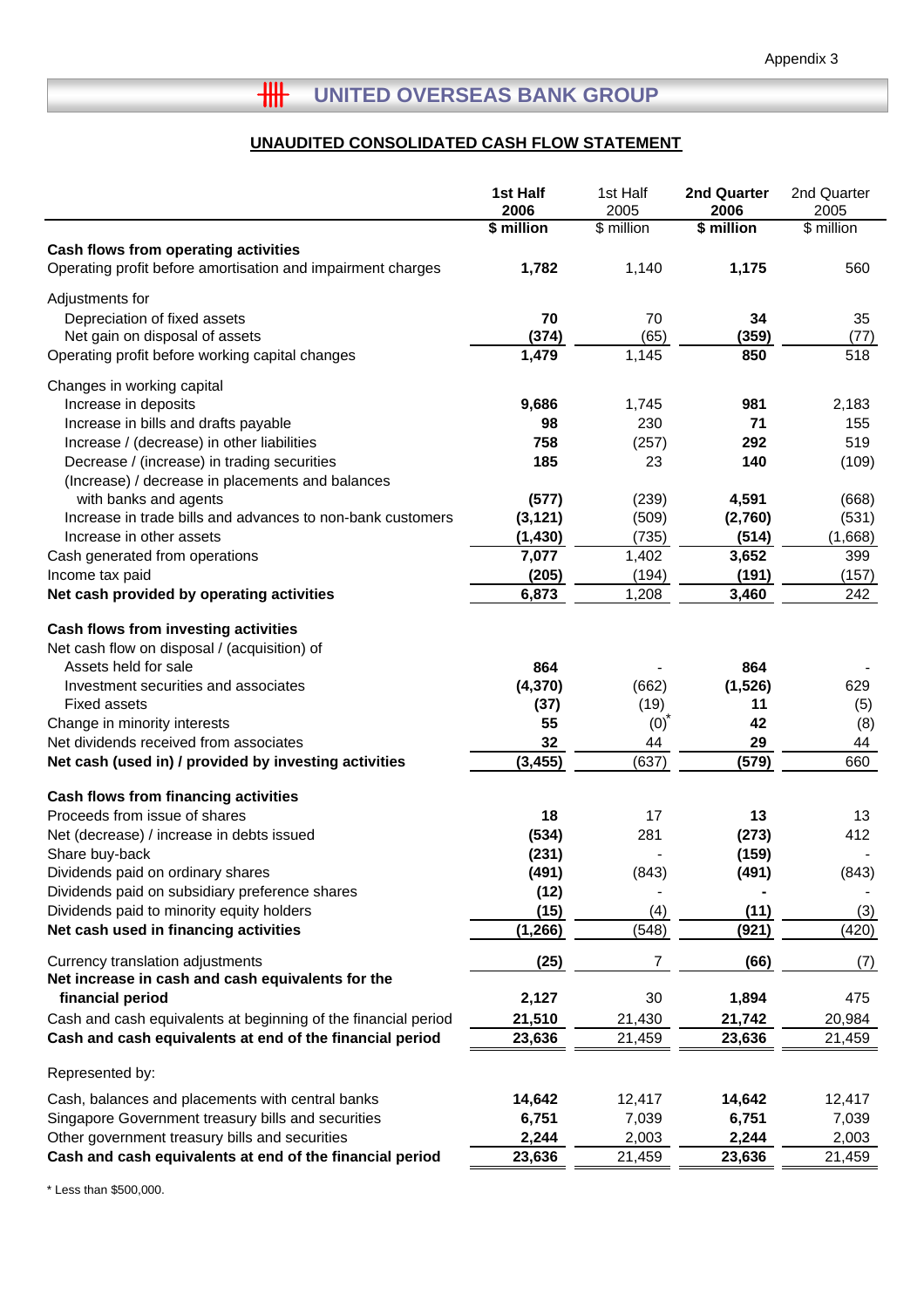Appendix 3

# UNITED OVERSEAS BANK GROUP

## UNAUDITED CONSOLIDATED CASH FLOW STATEMENT

| | **1st Half 2006** | 1st Half 2005 | **2nd Quarter 2006** | 2nd Quarter 2005 |
|---|---|---|---|---|
| | **$ million** | $ million | **$ million** | $ million |
| **Cash flows from operating activities** | | | | |
| Operating profit before amortisation and impairment charges | **1,782** | 1,140 | **1,175** | 560 |
| Adjustments for | | | | |
| Depreciation of fixed assets | **70** | 70 | **34** | 35 |
| Net gain on disposal of assets | **(374)** | (65) | **(359)** | (77) |
| Operating profit before working capital changes | **1,479** | 1,145 | **850** | 518 |
| Changes in working capital | | | | |
| Increase in deposits | **9,686** | 1,745 | **981** | 2,183 |
| Increase in bills and drafts payable | **98** | 230 | **71** | 155 |
| Increase / (decrease) in other liabilities | **758** | (257) | **292** | 519 |
| Decrease / (increase) in trading securities | **185** | 23 | **140** | (109) |
| (Increase) / decrease in placements and balances with banks and agents | **(577)** | (239) | **4,591** | (668) |
| Increase in trade bills and advances to non-bank customers | **(3,121)** | (509) | **(2,760)** | (531) |
| Increase in other assets | **(1,430)** | (735) | **(514)** | (1,668) |
| Cash generated from operations | **7,077** | 1,402 | **3,652** | 399 |
| Income tax paid | **(205)** | (194) | **(191)** | (157) |
| **Net cash provided by operating activities** | **6,873** | 1,208 | **3,460** | 242 |
| **Cash flows from investing activities** | | | | |
| Net cash flow on disposal / (acquisition) of | | | | |
| Assets held for sale | **864** | - | **864** | - |
| Investment securities and associates | **(4,370)** | (662) | **(1,526)** | 629 |
| Fixed assets | **(37)** | (19) | **11** | (5) |
| Change in minority interests | **55** | (0)* | **42** | (8) |
| Net dividends received from associates | **32** | 44 | **29** | 44 |
| **Net cash (used in) / provided by investing activities** | **(3,455)** | (637) | **(579)** | 660 |
| **Cash flows from financing activities** | | | | |
| Proceeds from issue of shares | **18** | 17 | **13** | 13 |
| Net (decrease) / increase in debts issued | **(534)** | 281 | **(273)** | 412 |
| Share buy-back | **(231)** | - | **(159)** | - |
| Dividends paid on ordinary shares | **(491)** | (843) | **(491)** | (843) |
| Dividends paid on subsidiary preference shares | **(12)** | - | **-** | - |
| Dividends paid to minority equity holders | **(15)** | (4) | **(11)** | (3) |
| **Net cash used in financing activities** | **(1,266)** | (548) | **(921)** | (420) |
| Currency translation adjustments | **(25)** | 7 | **(66)** | (7) |
| **Net increase in cash and cash equivalents for the financial period** | **2,127** | 30 | **1,894** | 475 |
| Cash and cash equivalents at beginning of the financial period | **21,510** | 21,430 | **21,742** | 20,984 |
| **Cash and cash equivalents at end of the financial period** | **23,636** | 21,459 | **23,636** | 21,459 |
| Represented by: | | | | |
| Cash, balances and placements with central banks | **14,642** | 12,417 | **14,642** | 12,417 |
| Singapore Government treasury bills and securities | **6,751** | 7,039 | **6,751** | 7,039 |
| Other government treasury bills and securities | **2,244** | 2,003 | **2,244** | 2,003 |
| **Cash and cash equivalents at end of the financial period** | **23,636** | 21,459 | **23,636** | 21,459 |

* Less than $500,000.